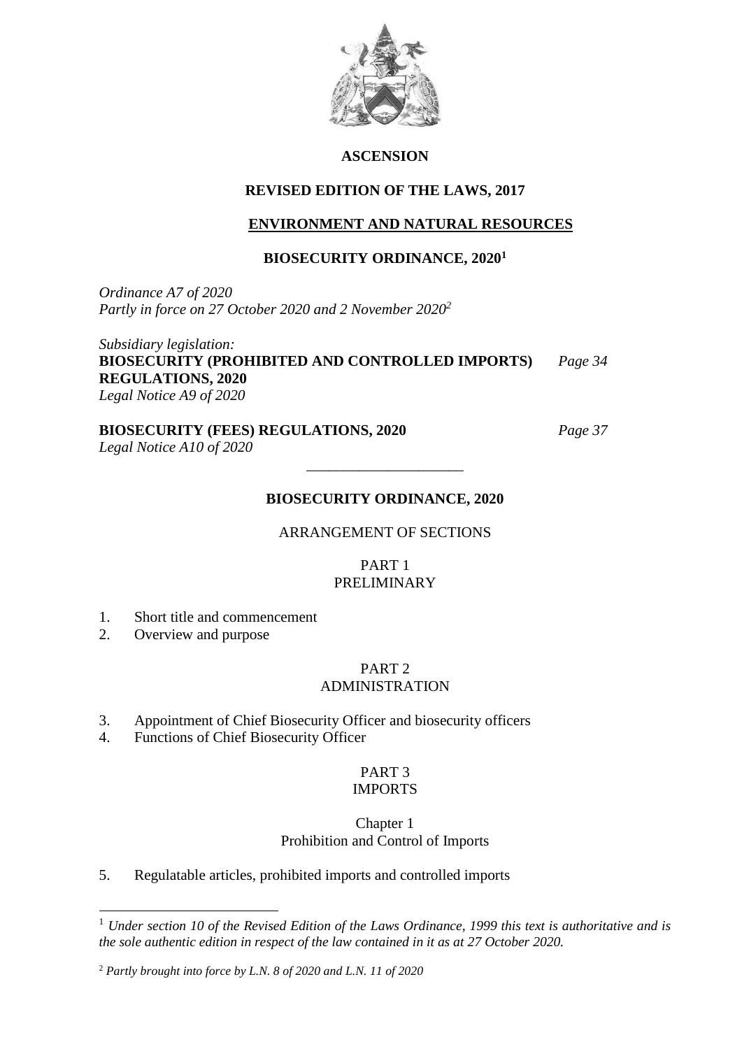**ASCENSION**

**REVISED EDITION OF THE LAWS, 2017**

**ENVIRONMENT AND NATURAL RESOURCES**

**BIOSECURITY ORDINANCE, 2020**[1]

*Ordinance A7 of 2020*
*Partly in force on 27 October 2020 and 2 November 2020*[2]

*Subsidiary legislation:*
**BIOSECURITY (PROHIBITED AND CONTROLLED IMPORTS) REGULATIONS, 2020** *Page 34*
*Legal Notice A9 of 2020*

**BIOSECURITY (FEES) REGULATIONS, 2020** *Page 37*
*Legal Notice A10 of 2020*

---

**BIOSECURITY ORDINANCE, 2020**

ARRANGEMENT OF SECTIONS

PART 1
PRELIMINARY

1. Short title and commencement
2. Overview and purpose

PART 2
ADMINISTRATION

3. Appointment of Chief Biosecurity Officer and biosecurity officers
4. Functions of Chief Biosecurity Officer

PART 3
IMPORTS

Chapter 1
Prohibition and Control of Imports

5. Regulatable articles, prohibited imports and controlled imports

---

[1] *Under section 10 of the Revised Edition of the Laws Ordinance, 1999 this text is authoritative and is the sole authentic edition in respect of the law contained in it as at 27 October 2020.*

[2] *Partly brought into force by L.N. 8 of 2020 and L.N. 11 of 2020*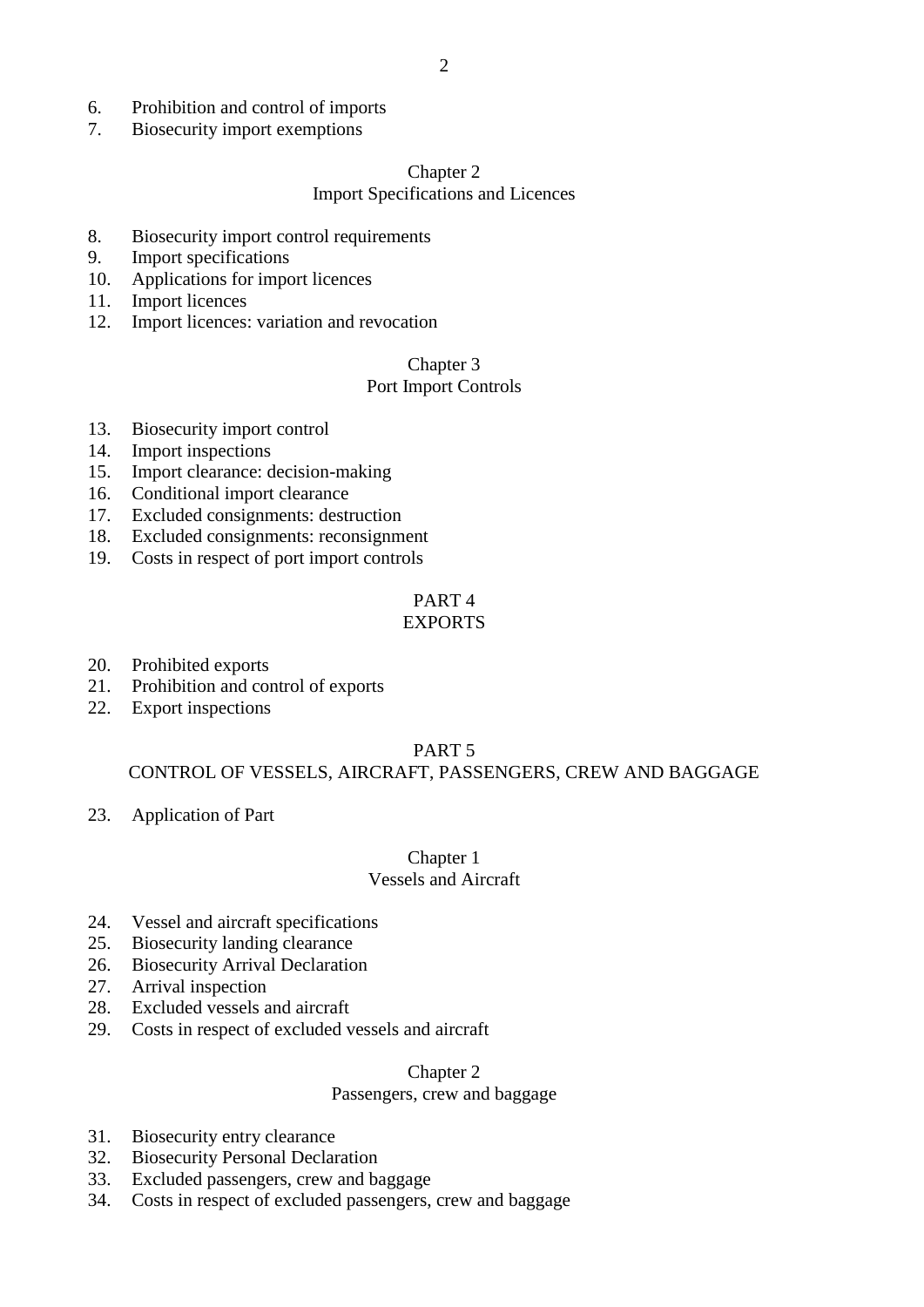6. Prohibition and control of imports
7. Biosecurity import exemptions

Chapter 2
Import Specifications and Licences

8. Biosecurity import control requirements
9. Import specifications
10. Applications for import licences
11. Import licences
12. Import licences: variation and revocation

Chapter 3
Port Import Controls

13. Biosecurity import control
14. Import inspections
15. Import clearance: decision-making
16. Conditional import clearance
17. Excluded consignments: destruction
18. Excluded consignments: reconsignment
19. Costs in respect of port import controls

PART 4
EXPORTS

20. Prohibited exports
21. Prohibition and control of exports
22. Export inspections

PART 5
CONTROL OF VESSELS, AIRCRAFT, PASSENGERS, CREW AND BAGGAGE

23. Application of Part

Chapter 1
Vessels and Aircraft

24. Vessel and aircraft specifications
25. Biosecurity landing clearance
26. Biosecurity Arrival Declaration
27. Arrival inspection
28. Excluded vessels and aircraft
29. Costs in respect of excluded vessels and aircraft

Chapter 2
Passengers, crew and baggage

31. Biosecurity entry clearance
32. Biosecurity Personal Declaration
33. Excluded passengers, crew and baggage
34. Costs in respect of excluded passengers, crew and baggage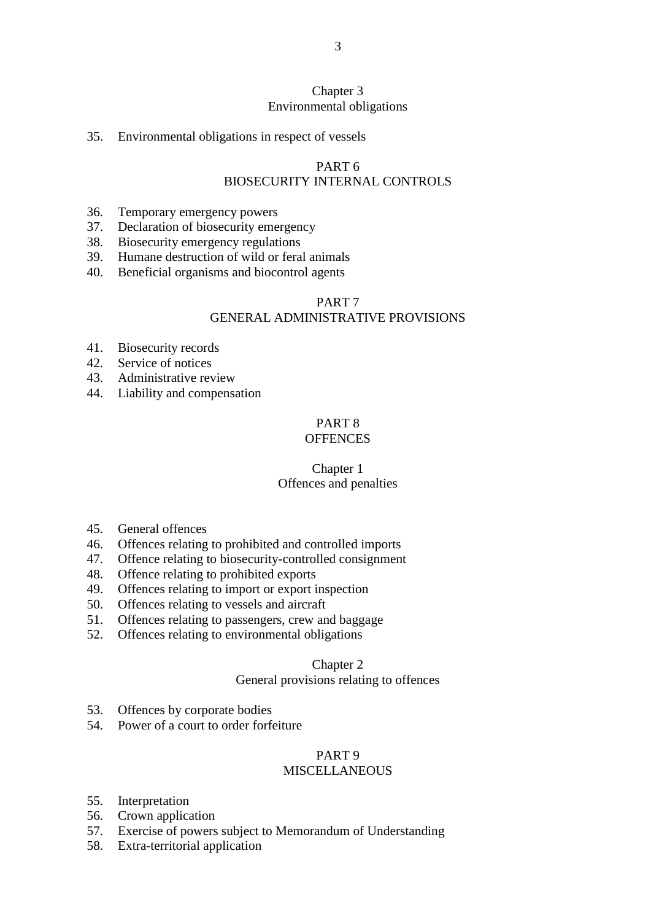### Chapter 3
### Environmental obligations

35. Environmental obligations in respect of vessels

## PART 6
## BIOSECURITY INTERNAL CONTROLS

36. Temporary emergency powers
37. Declaration of biosecurity emergency
38. Biosecurity emergency regulations
39. Humane destruction of wild or feral animals
40. Beneficial organisms and biocontrol agents

## PART 7
## GENERAL ADMINISTRATIVE PROVISIONS

41. Biosecurity records
42. Service of notices
43. Administrative review
44. Liability and compensation

## PART 8
## OFFENCES

### Chapter 1
### Offences and penalties

45. General offences
46. Offences relating to prohibited and controlled imports
47. Offence relating to biosecurity-controlled consignment
48. Offence relating to prohibited exports
49. Offences relating to import or export inspection
50. Offences relating to vessels and aircraft
51. Offences relating to passengers, crew and baggage
52. Offences relating to environmental obligations

### Chapter 2
### General provisions relating to offences

53. Offences by corporate bodies
54. Power of a court to order forfeiture

## PART 9
## MISCELLANEOUS

55. Interpretation
56. Crown application
57. Exercise of powers subject to Memorandum of Understanding
58. Extra-territorial application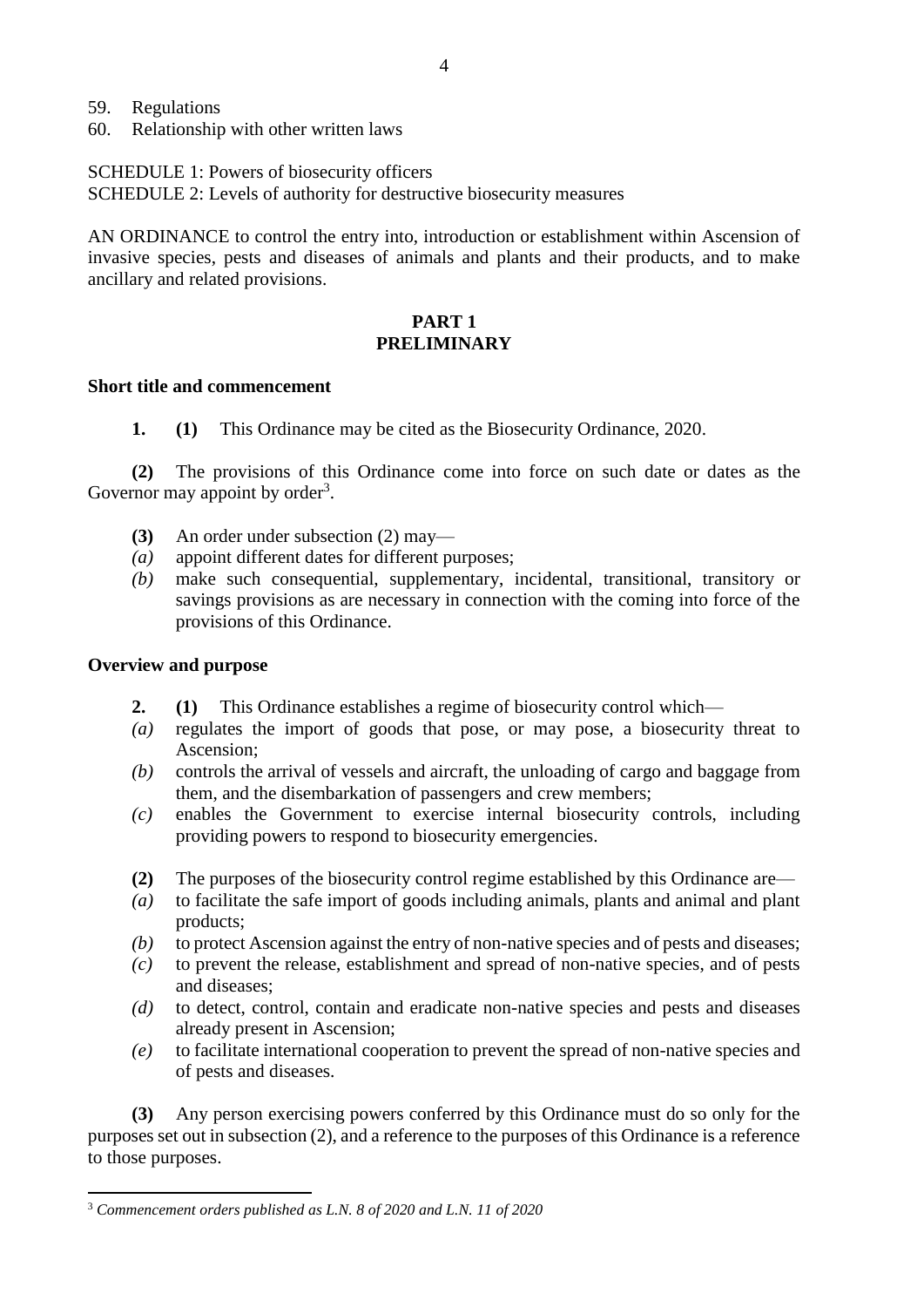59. Regulations
60. Relationship with other written laws

SCHEDULE 1: Powers of biosecurity officers
SCHEDULE 2: Levels of authority for destructive biosecurity measures

AN ORDINANCE to control the entry into, introduction or establishment within Ascension of invasive species, pests and diseases of animals and plants and their products, and to make ancillary and related provisions.

## PART 1
## PRELIMINARY

**Short title and commencement**

**1. (1)** This Ordinance may be cited as the Biosecurity Ordinance, 2020.

**(2)** The provisions of this Ordinance come into force on such date or dates as the Governor may appoint by order[3].

**(3)** An order under subsection (2) may—

*(a)* appoint different dates for different purposes;
*(b)* make such consequential, supplementary, incidental, transitional, transitory or savings provisions as are necessary in connection with the coming into force of the provisions of this Ordinance.

**Overview and purpose**

**2. (1)** This Ordinance establishes a regime of biosecurity control which—

*(a)* regulates the import of goods that pose, or may pose, a biosecurity threat to Ascension;
*(b)* controls the arrival of vessels and aircraft, the unloading of cargo and baggage from them, and the disembarkation of passengers and crew members;
*(c)* enables the Government to exercise internal biosecurity controls, including providing powers to respond to biosecurity emergencies.

**(2)** The purposes of the biosecurity control regime established by this Ordinance are—

*(a)* to facilitate the safe import of goods including animals, plants and animal and plant products;
*(b)* to protect Ascension against the entry of non-native species and of pests and diseases;
*(c)* to prevent the release, establishment and spread of non-native species, and of pests and diseases;
*(d)* to detect, control, contain and eradicate non-native species and pests and diseases already present in Ascension;
*(e)* to facilitate international cooperation to prevent the spread of non-native species and of pests and diseases.

**(3)** Any person exercising powers conferred by this Ordinance must do so only for the purposes set out in subsection (2), and a reference to the purposes of this Ordinance is a reference to those purposes.

---

[3] *Commencement orders published as L.N. 8 of 2020 and L.N. 11 of 2020*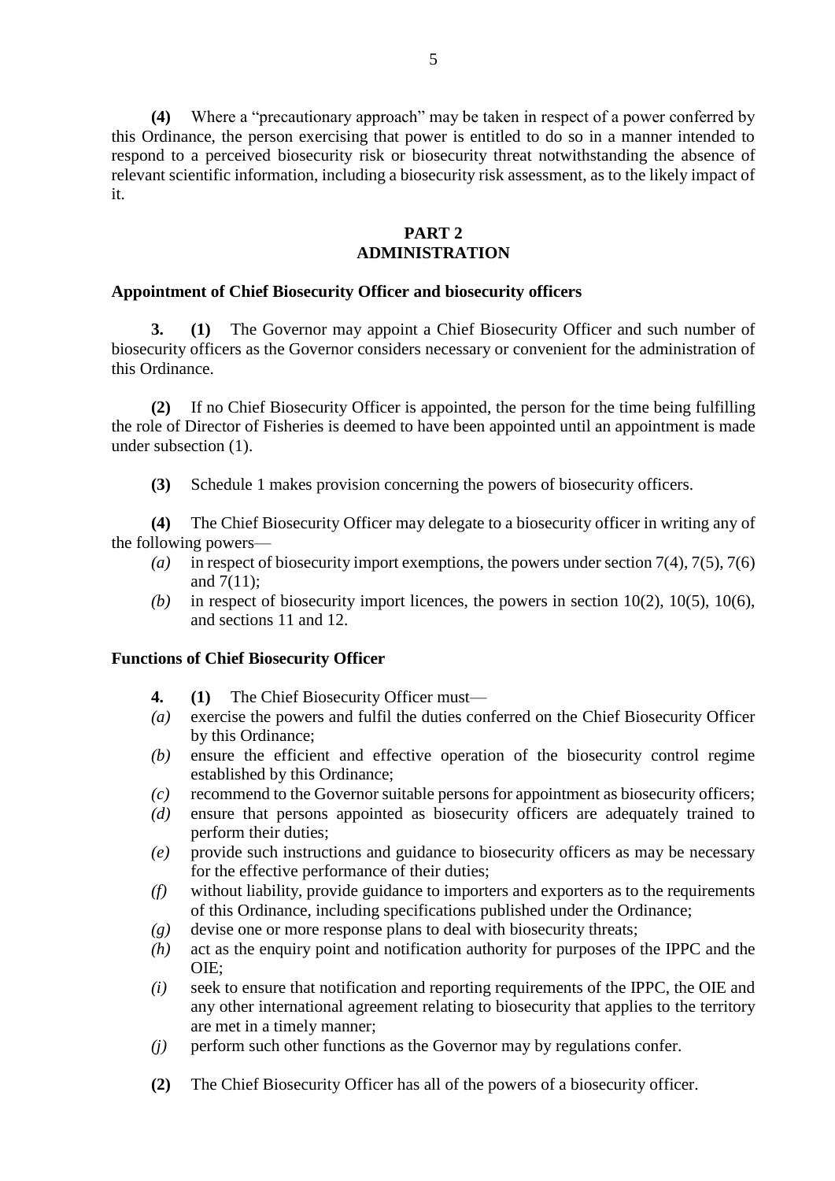**(4)** Where a "precautionary approach" may be taken in respect of a power conferred by this Ordinance, the person exercising that power is entitled to do so in a manner intended to respond to a perceived biosecurity risk or biosecurity threat notwithstanding the absence of relevant scientific information, including a biosecurity risk assessment, as to the likely impact of it.

## PART 2
## ADMINISTRATION

### Appointment of Chief Biosecurity Officer and biosecurity officers

**3. (1)** The Governor may appoint a Chief Biosecurity Officer and such number of biosecurity officers as the Governor considers necessary or convenient for the administration of this Ordinance.

**(2)** If no Chief Biosecurity Officer is appointed, the person for the time being fulfilling the role of Director of Fisheries is deemed to have been appointed until an appointment is made under subsection (1).

**(3)** Schedule 1 makes provision concerning the powers of biosecurity officers.

**(4)** The Chief Biosecurity Officer may delegate to a biosecurity officer in writing any of the following powers—

*(a)* in respect of biosecurity import exemptions, the powers under section 7(4), 7(5), 7(6) and 7(11);

*(b)* in respect of biosecurity import licences, the powers in section 10(2), 10(5), 10(6), and sections 11 and 12.

### Functions of Chief Biosecurity Officer

**4. (1)** The Chief Biosecurity Officer must—

*(a)* exercise the powers and fulfil the duties conferred on the Chief Biosecurity Officer by this Ordinance;

*(b)* ensure the efficient and effective operation of the biosecurity control regime established by this Ordinance;

*(c)* recommend to the Governor suitable persons for appointment as biosecurity officers;

*(d)* ensure that persons appointed as biosecurity officers are adequately trained to perform their duties;

*(e)* provide such instructions and guidance to biosecurity officers as may be necessary for the effective performance of their duties;

*(f)* without liability, provide guidance to importers and exporters as to the requirements of this Ordinance, including specifications published under the Ordinance;

*(g)* devise one or more response plans to deal with biosecurity threats;

*(h)* act as the enquiry point and notification authority for purposes of the IPPC and the OIE;

*(i)* seek to ensure that notification and reporting requirements of the IPPC, the OIE and any other international agreement relating to biosecurity that applies to the territory are met in a timely manner;

*(j)* perform such other functions as the Governor may by regulations confer.

**(2)** The Chief Biosecurity Officer has all of the powers of a biosecurity officer.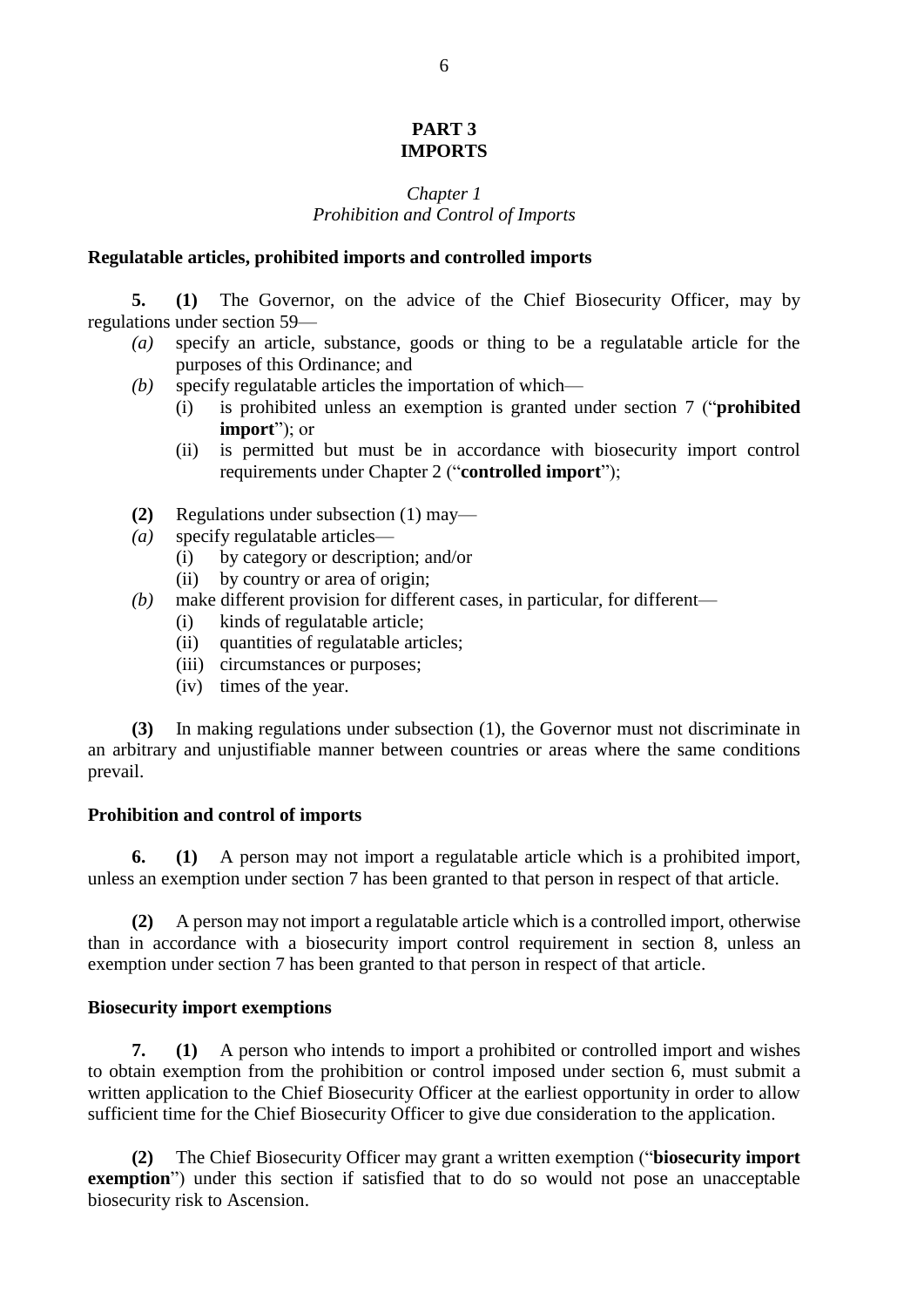## PART 3
## IMPORTS

### *Chapter 1*
### *Prohibition and Control of Imports*

**Regulatable articles, prohibited imports and controlled imports**

**5. (1)** The Governor, on the advice of the Chief Biosecurity Officer, may by regulations under section 59—

*(a)* specify an article, substance, goods or thing to be a regulatable article for the purposes of this Ordinance; and

*(b)* specify regulatable articles the importation of which—

(i) is prohibited unless an exemption is granted under section 7 ("**prohibited import**"); or

(ii) is permitted but must be in accordance with biosecurity import control requirements under Chapter 2 ("**controlled import**");

**(2)** Regulations under subsection (1) may—

*(a)* specify regulatable articles—

(i) by category or description; and/or

(ii) by country or area of origin;

*(b)* make different provision for different cases, in particular, for different—

(i) kinds of regulatable article;

(ii) quantities of regulatable articles;

(iii) circumstances or purposes;

(iv) times of the year.

**(3)** In making regulations under subsection (1), the Governor must not discriminate in an arbitrary and unjustifiable manner between countries or areas where the same conditions prevail.

**Prohibition and control of imports**

**6. (1)** A person may not import a regulatable article which is a prohibited import, unless an exemption under section 7 has been granted to that person in respect of that article.

**(2)** A person may not import a regulatable article which is a controlled import, otherwise than in accordance with a biosecurity import control requirement in section 8, unless an exemption under section 7 has been granted to that person in respect of that article.

**Biosecurity import exemptions**

**7. (1)** A person who intends to import a prohibited or controlled import and wishes to obtain exemption from the prohibition or control imposed under section 6, must submit a written application to the Chief Biosecurity Officer at the earliest opportunity in order to allow sufficient time for the Chief Biosecurity Officer to give due consideration to the application.

**(2)** The Chief Biosecurity Officer may grant a written exemption ("**biosecurity import exemption**") under this section if satisfied that to do so would not pose an unacceptable biosecurity risk to Ascension.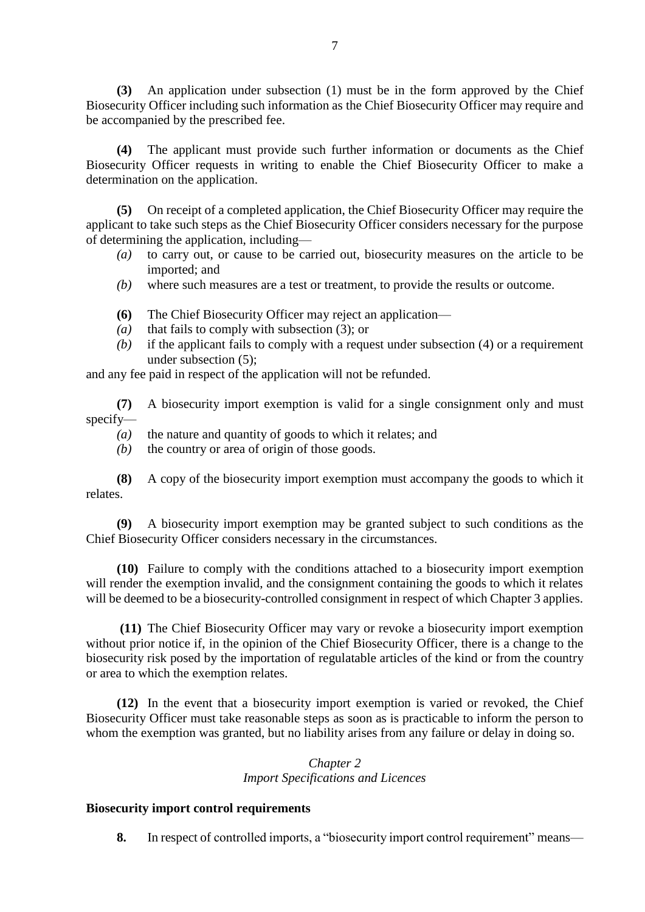**(3)** An application under subsection (1) must be in the form approved by the Chief Biosecurity Officer including such information as the Chief Biosecurity Officer may require and be accompanied by the prescribed fee.

**(4)** The applicant must provide such further information or documents as the Chief Biosecurity Officer requests in writing to enable the Chief Biosecurity Officer to make a determination on the application.

**(5)** On receipt of a completed application, the Chief Biosecurity Officer may require the applicant to take such steps as the Chief Biosecurity Officer considers necessary for the purpose of determining the application, including—

*(a)* to carry out, or cause to be carried out, biosecurity measures on the article to be imported; and

*(b)* where such measures are a test or treatment, to provide the results or outcome.

**(6)** The Chief Biosecurity Officer may reject an application—

*(a)* that fails to comply with subsection (3); or

*(b)* if the applicant fails to comply with a request under subsection (4) or a requirement under subsection (5);

and any fee paid in respect of the application will not be refunded.

**(7)** A biosecurity import exemption is valid for a single consignment only and must specify—

*(a)* the nature and quantity of goods to which it relates; and

*(b)* the country or area of origin of those goods.

**(8)** A copy of the biosecurity import exemption must accompany the goods to which it relates.

**(9)** A biosecurity import exemption may be granted subject to such conditions as the Chief Biosecurity Officer considers necessary in the circumstances.

**(10)** Failure to comply with the conditions attached to a biosecurity import exemption will render the exemption invalid, and the consignment containing the goods to which it relates will be deemed to be a biosecurity-controlled consignment in respect of which Chapter 3 applies.

**(11)** The Chief Biosecurity Officer may vary or revoke a biosecurity import exemption without prior notice if, in the opinion of the Chief Biosecurity Officer, there is a change to the biosecurity risk posed by the importation of regulatable articles of the kind or from the country or area to which the exemption relates.

**(12)** In the event that a biosecurity import exemption is varied or revoked, the Chief Biosecurity Officer must take reasonable steps as soon as is practicable to inform the person to whom the exemption was granted, but no liability arises from any failure or delay in doing so.

*Chapter 2*
*Import Specifications and Licences*

**Biosecurity import control requirements**

**8.** In respect of controlled imports, a "biosecurity import control requirement" means—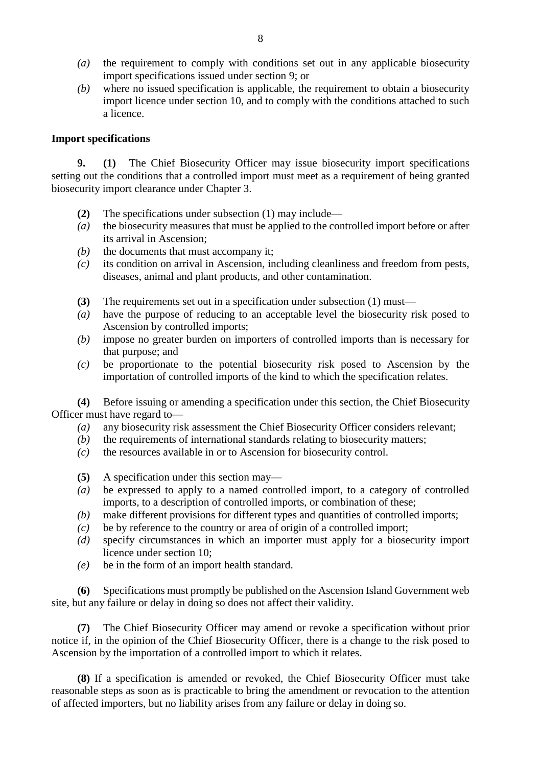*(a)* the requirement to comply with conditions set out in any applicable biosecurity import specifications issued under section 9; or

*(b)* where no issued specification is applicable, the requirement to obtain a biosecurity import licence under section 10, and to comply with the conditions attached to such a licence.

**Import specifications**

**9.** **(1)** The Chief Biosecurity Officer may issue biosecurity import specifications setting out the conditions that a controlled import must meet as a requirement of being granted biosecurity import clearance under Chapter 3.

**(2)** The specifications under subsection (1) may include—

*(a)* the biosecurity measures that must be applied to the controlled import before or after its arrival in Ascension;

*(b)* the documents that must accompany it;

*(c)* its condition on arrival in Ascension, including cleanliness and freedom from pests, diseases, animal and plant products, and other contamination.

**(3)** The requirements set out in a specification under subsection (1) must—

*(a)* have the purpose of reducing to an acceptable level the biosecurity risk posed to Ascension by controlled imports;

*(b)* impose no greater burden on importers of controlled imports than is necessary for that purpose; and

*(c)* be proportionate to the potential biosecurity risk posed to Ascension by the importation of controlled imports of the kind to which the specification relates.

**(4)** Before issuing or amending a specification under this section, the Chief Biosecurity Officer must have regard to—

*(a)* any biosecurity risk assessment the Chief Biosecurity Officer considers relevant;

*(b)* the requirements of international standards relating to biosecurity matters;

*(c)* the resources available in or to Ascension for biosecurity control.

**(5)** A specification under this section may—

*(a)* be expressed to apply to a named controlled import, to a category of controlled imports, to a description of controlled imports, or combination of these;

*(b)* make different provisions for different types and quantities of controlled imports;

*(c)* be by reference to the country or area of origin of a controlled import;

*(d)* specify circumstances in which an importer must apply for a biosecurity import licence under section 10;

*(e)* be in the form of an import health standard.

**(6)** Specifications must promptly be published on the Ascension Island Government web site, but any failure or delay in doing so does not affect their validity.

**(7)** The Chief Biosecurity Officer may amend or revoke a specification without prior notice if, in the opinion of the Chief Biosecurity Officer, there is a change to the risk posed to Ascension by the importation of a controlled import to which it relates.

**(8)** If a specification is amended or revoked, the Chief Biosecurity Officer must take reasonable steps as soon as is practicable to bring the amendment or revocation to the attention of affected importers, but no liability arises from any failure or delay in doing so.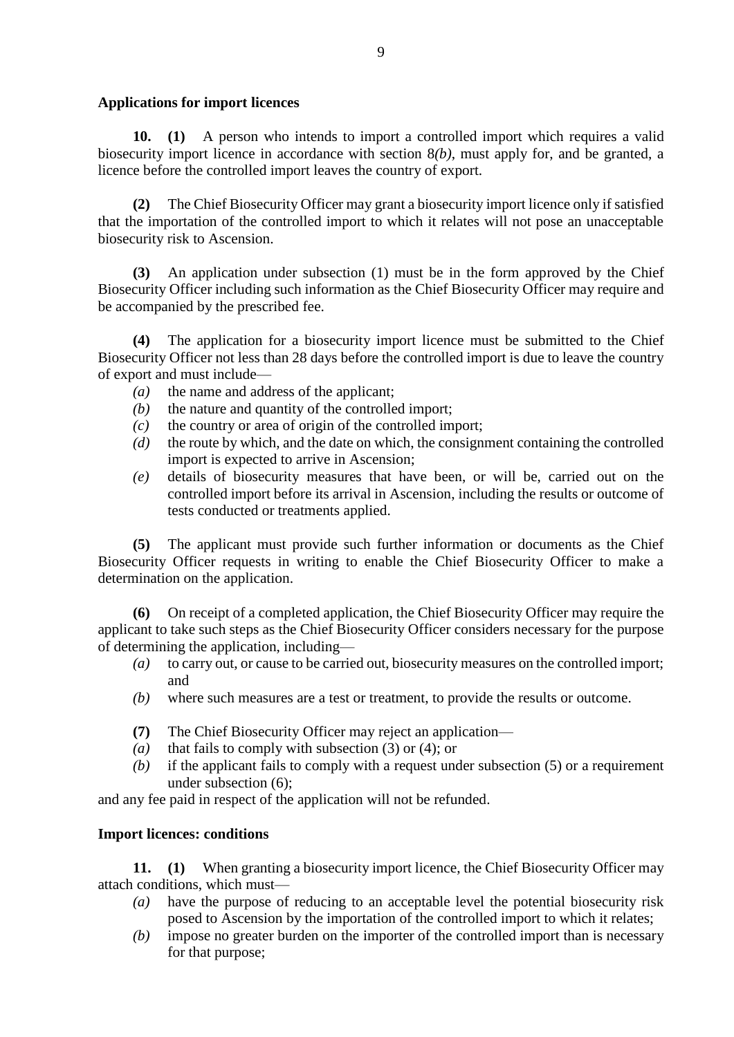**Applications for import licences**

**10. (1)** A person who intends to import a controlled import which requires a valid biosecurity import licence in accordance with section 8*(b)*, must apply for, and be granted, a licence before the controlled import leaves the country of export.

**(2)** The Chief Biosecurity Officer may grant a biosecurity import licence only if satisfied that the importation of the controlled import to which it relates will not pose an unacceptable biosecurity risk to Ascension.

**(3)** An application under subsection (1) must be in the form approved by the Chief Biosecurity Officer including such information as the Chief Biosecurity Officer may require and be accompanied by the prescribed fee.

**(4)** The application for a biosecurity import licence must be submitted to the Chief Biosecurity Officer not less than 28 days before the controlled import is due to leave the country of export and must include—

- *(a)* the name and address of the applicant;
- *(b)* the nature and quantity of the controlled import;
- *(c)* the country or area of origin of the controlled import;
- *(d)* the route by which, and the date on which, the consignment containing the controlled import is expected to arrive in Ascension;
- *(e)* details of biosecurity measures that have been, or will be, carried out on the controlled import before its arrival in Ascension, including the results or outcome of tests conducted or treatments applied.

**(5)** The applicant must provide such further information or documents as the Chief Biosecurity Officer requests in writing to enable the Chief Biosecurity Officer to make a determination on the application.

**(6)** On receipt of a completed application, the Chief Biosecurity Officer may require the applicant to take such steps as the Chief Biosecurity Officer considers necessary for the purpose of determining the application, including—

- *(a)* to carry out, or cause to be carried out, biosecurity measures on the controlled import; and
- *(b)* where such measures are a test or treatment, to provide the results or outcome.

**(7)** The Chief Biosecurity Officer may reject an application—

- *(a)* that fails to comply with subsection (3) or (4); or
- *(b)* if the applicant fails to comply with a request under subsection (5) or a requirement under subsection (6);

and any fee paid in respect of the application will not be refunded.

**Import licences: conditions**

**11. (1)** When granting a biosecurity import licence, the Chief Biosecurity Officer may attach conditions, which must—

- *(a)* have the purpose of reducing to an acceptable level the potential biosecurity risk posed to Ascension by the importation of the controlled import to which it relates;
- *(b)* impose no greater burden on the importer of the controlled import than is necessary for that purpose;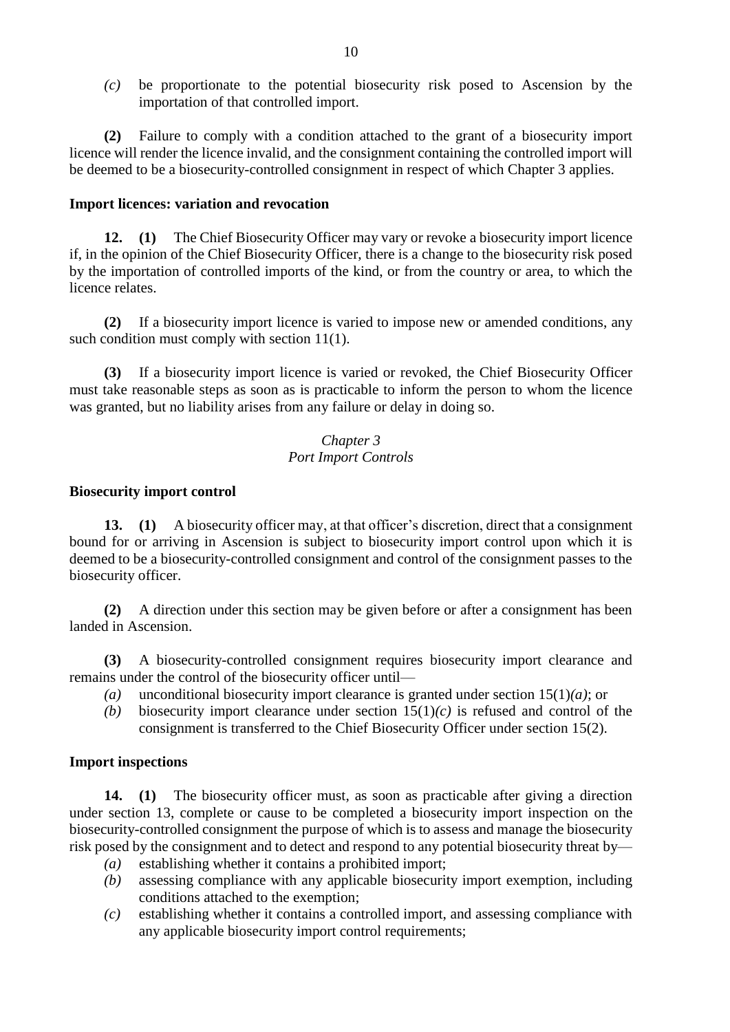*(c)* be proportionate to the potential biosecurity risk posed to Ascension by the importation of that controlled import.

**(2)** Failure to comply with a condition attached to the grant of a biosecurity import licence will render the licence invalid, and the consignment containing the controlled import will be deemed to be a biosecurity-controlled consignment in respect of which Chapter 3 applies.

**Import licences: variation and revocation**

**12. (1)** The Chief Biosecurity Officer may vary or revoke a biosecurity import licence if, in the opinion of the Chief Biosecurity Officer, there is a change to the biosecurity risk posed by the importation of controlled imports of the kind, or from the country or area, to which the licence relates.

**(2)** If a biosecurity import licence is varied to impose new or amended conditions, any such condition must comply with section 11(1).

**(3)** If a biosecurity import licence is varied or revoked, the Chief Biosecurity Officer must take reasonable steps as soon as is practicable to inform the person to whom the licence was granted, but no liability arises from any failure or delay in doing so.

*Chapter 3*
*Port Import Controls*

**Biosecurity import control**

**13. (1)** A biosecurity officer may, at that officer's discretion, direct that a consignment bound for or arriving in Ascension is subject to biosecurity import control upon which it is deemed to be a biosecurity-controlled consignment and control of the consignment passes to the biosecurity officer.

**(2)** A direction under this section may be given before or after a consignment has been landed in Ascension.

**(3)** A biosecurity-controlled consignment requires biosecurity import clearance and remains under the control of the biosecurity officer until—

*(a)* unconditional biosecurity import clearance is granted under section 15(1)*(a)*; or

*(b)* biosecurity import clearance under section 15(1)*(c)* is refused and control of the consignment is transferred to the Chief Biosecurity Officer under section 15(2).

**Import inspections**

**14. (1)** The biosecurity officer must, as soon as practicable after giving a direction under section 13, complete or cause to be completed a biosecurity import inspection on the biosecurity-controlled consignment the purpose of which is to assess and manage the biosecurity risk posed by the consignment and to detect and respond to any potential biosecurity threat by—

*(a)* establishing whether it contains a prohibited import;

*(b)* assessing compliance with any applicable biosecurity import exemption, including conditions attached to the exemption;

*(c)* establishing whether it contains a controlled import, and assessing compliance with any applicable biosecurity import control requirements;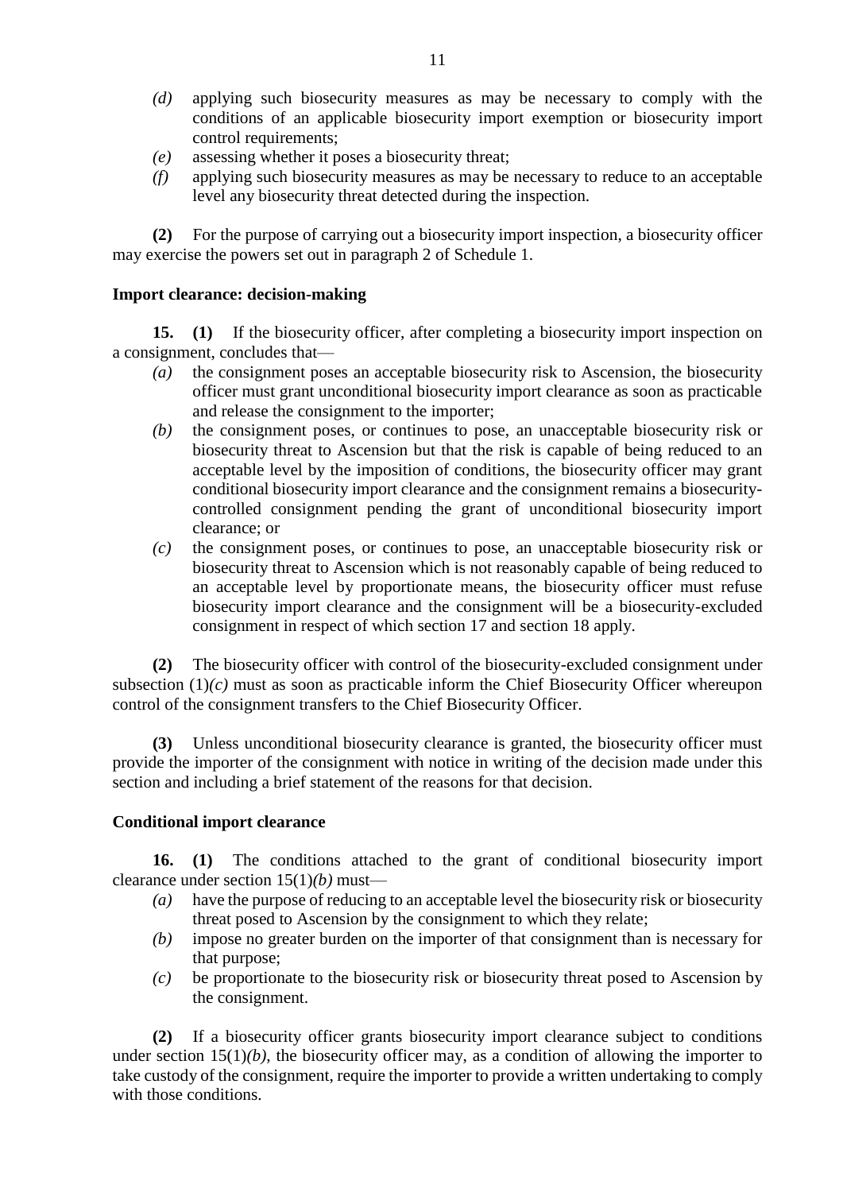*(d)* applying such biosecurity measures as may be necessary to comply with the conditions of an applicable biosecurity import exemption or biosecurity import control requirements;

*(e)* assessing whether it poses a biosecurity threat;

*(f)* applying such biosecurity measures as may be necessary to reduce to an acceptable level any biosecurity threat detected during the inspection.

**(2)** For the purpose of carrying out a biosecurity import inspection, a biosecurity officer may exercise the powers set out in paragraph 2 of Schedule 1.

**Import clearance: decision-making**

**15. (1)** If the biosecurity officer, after completing a biosecurity import inspection on a consignment, concludes that—

*(a)* the consignment poses an acceptable biosecurity risk to Ascension, the biosecurity officer must grant unconditional biosecurity import clearance as soon as practicable and release the consignment to the importer;

*(b)* the consignment poses, or continues to pose, an unacceptable biosecurity risk or biosecurity threat to Ascension but that the risk is capable of being reduced to an acceptable level by the imposition of conditions, the biosecurity officer may grant conditional biosecurity import clearance and the consignment remains a biosecurity-controlled consignment pending the grant of unconditional biosecurity import clearance; or

*(c)* the consignment poses, or continues to pose, an unacceptable biosecurity risk or biosecurity threat to Ascension which is not reasonably capable of being reduced to an acceptable level by proportionate means, the biosecurity officer must refuse biosecurity import clearance and the consignment will be a biosecurity-excluded consignment in respect of which section 17 and section 18 apply.

**(2)** The biosecurity officer with control of the biosecurity-excluded consignment under subsection (1)*(c)* must as soon as practicable inform the Chief Biosecurity Officer whereupon control of the consignment transfers to the Chief Biosecurity Officer.

**(3)** Unless unconditional biosecurity clearance is granted, the biosecurity officer must provide the importer of the consignment with notice in writing of the decision made under this section and including a brief statement of the reasons for that decision.

**Conditional import clearance**

**16. (1)** The conditions attached to the grant of conditional biosecurity import clearance under section 15(1)*(b)* must—

*(a)* have the purpose of reducing to an acceptable level the biosecurity risk or biosecurity threat posed to Ascension by the consignment to which they relate;

*(b)* impose no greater burden on the importer of that consignment than is necessary for that purpose;

*(c)* be proportionate to the biosecurity risk or biosecurity threat posed to Ascension by the consignment.

**(2)** If a biosecurity officer grants biosecurity import clearance subject to conditions under section 15(1)*(b)*, the biosecurity officer may, as a condition of allowing the importer to take custody of the consignment, require the importer to provide a written undertaking to comply with those conditions.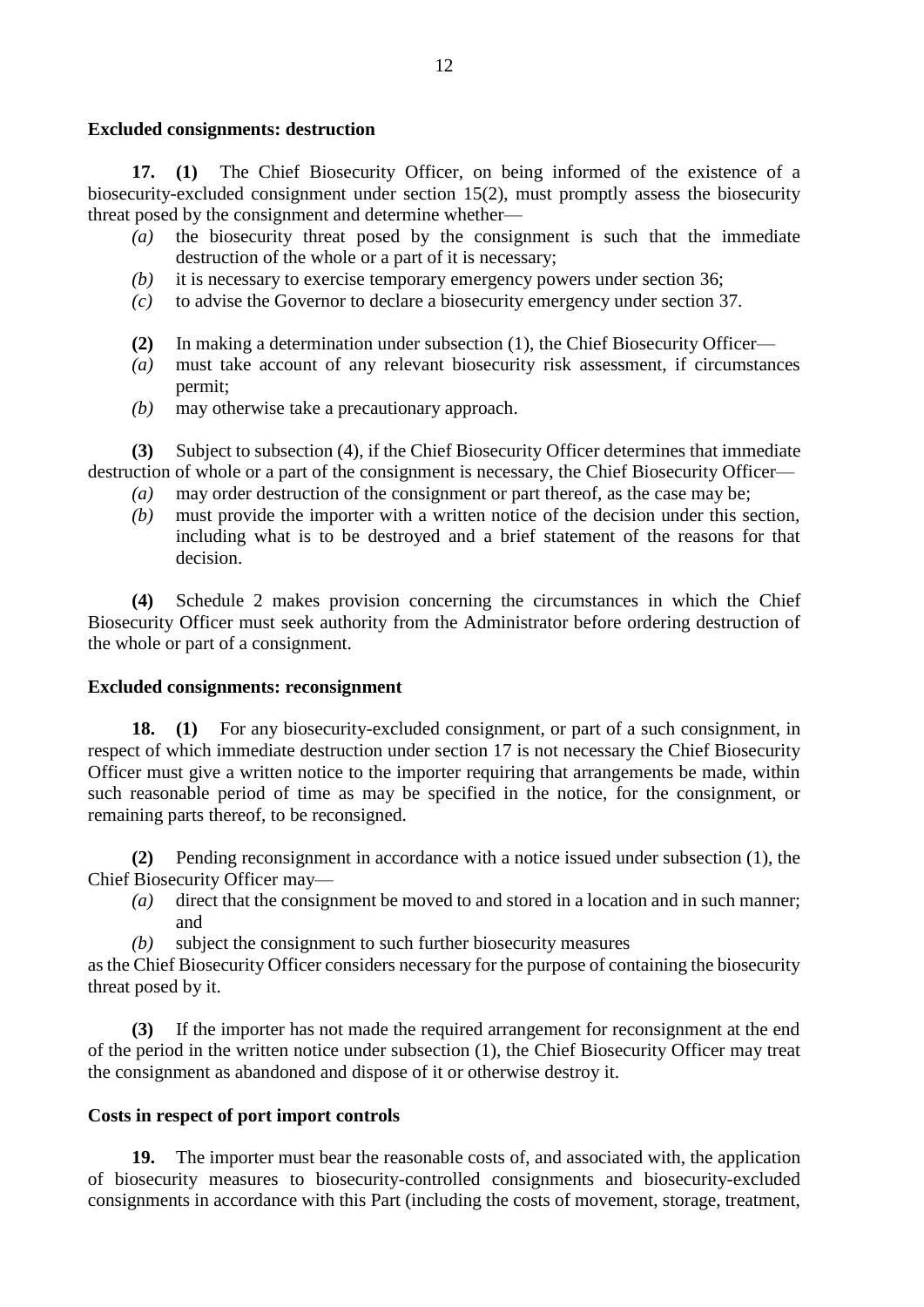**Excluded consignments: destruction**

**17. (1)** The Chief Biosecurity Officer, on being informed of the existence of a biosecurity-excluded consignment under section 15(2), must promptly assess the biosecurity threat posed by the consignment and determine whether—

*(a)* the biosecurity threat posed by the consignment is such that the immediate destruction of the whole or a part of it is necessary;

*(b)* it is necessary to exercise temporary emergency powers under section 36;

*(c)* to advise the Governor to declare a biosecurity emergency under section 37.

**(2)** In making a determination under subsection (1), the Chief Biosecurity Officer—

*(a)* must take account of any relevant biosecurity risk assessment, if circumstances permit;

*(b)* may otherwise take a precautionary approach.

**(3)** Subject to subsection (4), if the Chief Biosecurity Officer determines that immediate destruction of whole or a part of the consignment is necessary, the Chief Biosecurity Officer—

*(a)* may order destruction of the consignment or part thereof, as the case may be;

*(b)* must provide the importer with a written notice of the decision under this section, including what is to be destroyed and a brief statement of the reasons for that decision.

**(4)** Schedule 2 makes provision concerning the circumstances in which the Chief Biosecurity Officer must seek authority from the Administrator before ordering destruction of the whole or part of a consignment.

**Excluded consignments: reconsignment**

**18. (1)** For any biosecurity-excluded consignment, or part of a such consignment, in respect of which immediate destruction under section 17 is not necessary the Chief Biosecurity Officer must give a written notice to the importer requiring that arrangements be made, within such reasonable period of time as may be specified in the notice, for the consignment, or remaining parts thereof, to be reconsigned.

**(2)** Pending reconsignment in accordance with a notice issued under subsection (1), the Chief Biosecurity Officer may—

*(a)* direct that the consignment be moved to and stored in a location and in such manner; and

*(b)* subject the consignment to such further biosecurity measures

as the Chief Biosecurity Officer considers necessary for the purpose of containing the biosecurity threat posed by it.

**(3)** If the importer has not made the required arrangement for reconsignment at the end of the period in the written notice under subsection (1), the Chief Biosecurity Officer may treat the consignment as abandoned and dispose of it or otherwise destroy it.

**Costs in respect of port import controls**

**19.** The importer must bear the reasonable costs of, and associated with, the application of biosecurity measures to biosecurity-controlled consignments and biosecurity-excluded consignments in accordance with this Part (including the costs of movement, storage, treatment,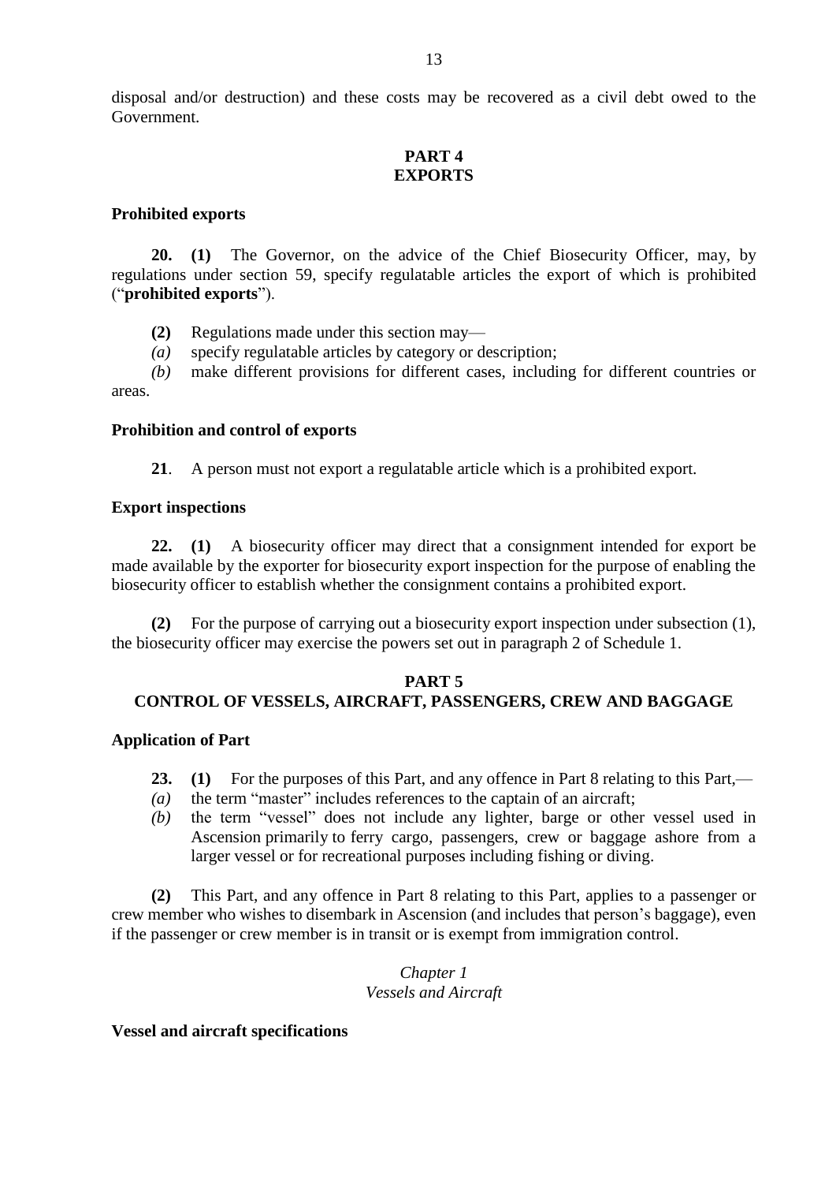disposal and/or destruction) and these costs may be recovered as a civil debt owed to the Government.

## PART 4
## EXPORTS

**Prohibited exports**

**20. (1)** The Governor, on the advice of the Chief Biosecurity Officer, may, by regulations under section 59, specify regulatable articles the export of which is prohibited ("**prohibited exports**").

**(2)** Regulations made under this section may—

*(a)* specify regulatable articles by category or description;

*(b)* make different provisions for different cases, including for different countries or areas.

**Prohibition and control of exports**

**21**. A person must not export a regulatable article which is a prohibited export.

**Export inspections**

**22. (1)** A biosecurity officer may direct that a consignment intended for export be made available by the exporter for biosecurity export inspection for the purpose of enabling the biosecurity officer to establish whether the consignment contains a prohibited export.

**(2)** For the purpose of carrying out a biosecurity export inspection under subsection (1), the biosecurity officer may exercise the powers set out in paragraph 2 of Schedule 1.

## PART 5
## CONTROL OF VESSELS, AIRCRAFT, PASSENGERS, CREW AND BAGGAGE

**Application of Part**

**23. (1)** For the purposes of this Part, and any offence in Part 8 relating to this Part,—

*(a)* the term "master" includes references to the captain of an aircraft;

*(b)* the term "vessel" does not include any lighter, barge or other vessel used in Ascension primarily to ferry cargo, passengers, crew or baggage ashore from a larger vessel or for recreational purposes including fishing or diving.

**(2)** This Part, and any offence in Part 8 relating to this Part, applies to a passenger or crew member who wishes to disembark in Ascension (and includes that person's baggage), even if the passenger or crew member is in transit or is exempt from immigration control.

### *Chapter 1*
### *Vessels and Aircraft*

**Vessel and aircraft specifications**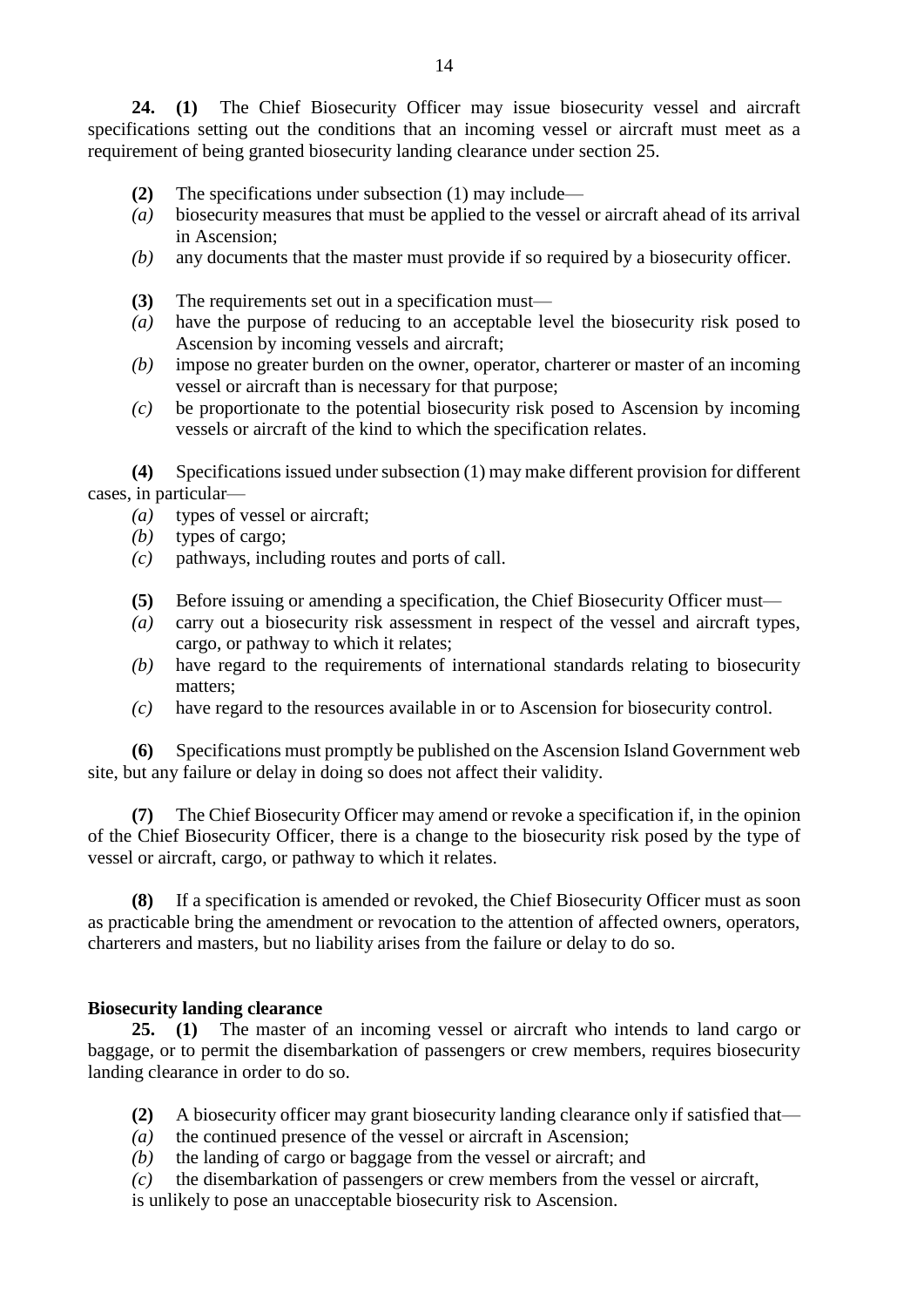**24. (1)** The Chief Biosecurity Officer may issue biosecurity vessel and aircraft specifications setting out the conditions that an incoming vessel or aircraft must meet as a requirement of being granted biosecurity landing clearance under section 25.

**(2)** The specifications under subsection (1) may include—

*(a)* biosecurity measures that must be applied to the vessel or aircraft ahead of its arrival in Ascension;

*(b)* any documents that the master must provide if so required by a biosecurity officer.

**(3)** The requirements set out in a specification must—

*(a)* have the purpose of reducing to an acceptable level the biosecurity risk posed to Ascension by incoming vessels and aircraft;

*(b)* impose no greater burden on the owner, operator, charterer or master of an incoming vessel or aircraft than is necessary for that purpose;

*(c)* be proportionate to the potential biosecurity risk posed to Ascension by incoming vessels or aircraft of the kind to which the specification relates.

**(4)** Specifications issued under subsection (1) may make different provision for different cases, in particular—

*(a)* types of vessel or aircraft;

*(b)* types of cargo;

*(c)* pathways, including routes and ports of call.

**(5)** Before issuing or amending a specification, the Chief Biosecurity Officer must—

*(a)* carry out a biosecurity risk assessment in respect of the vessel and aircraft types, cargo, or pathway to which it relates;

*(b)* have regard to the requirements of international standards relating to biosecurity matters;

*(c)* have regard to the resources available in or to Ascension for biosecurity control.

**(6)** Specifications must promptly be published on the Ascension Island Government web site, but any failure or delay in doing so does not affect their validity.

**(7)** The Chief Biosecurity Officer may amend or revoke a specification if, in the opinion of the Chief Biosecurity Officer, there is a change to the biosecurity risk posed by the type of vessel or aircraft, cargo, or pathway to which it relates.

**(8)** If a specification is amended or revoked, the Chief Biosecurity Officer must as soon as practicable bring the amendment or revocation to the attention of affected owners, operators, charterers and masters, but no liability arises from the failure or delay to do so.

**Biosecurity landing clearance**

**25. (1)** The master of an incoming vessel or aircraft who intends to land cargo or baggage, or to permit the disembarkation of passengers or crew members, requires biosecurity landing clearance in order to do so.

**(2)** A biosecurity officer may grant biosecurity landing clearance only if satisfied that—

*(a)* the continued presence of the vessel or aircraft in Ascension;

*(b)* the landing of cargo or baggage from the vessel or aircraft; and

*(c)* the disembarkation of passengers or crew members from the vessel or aircraft,

is unlikely to pose an unacceptable biosecurity risk to Ascension.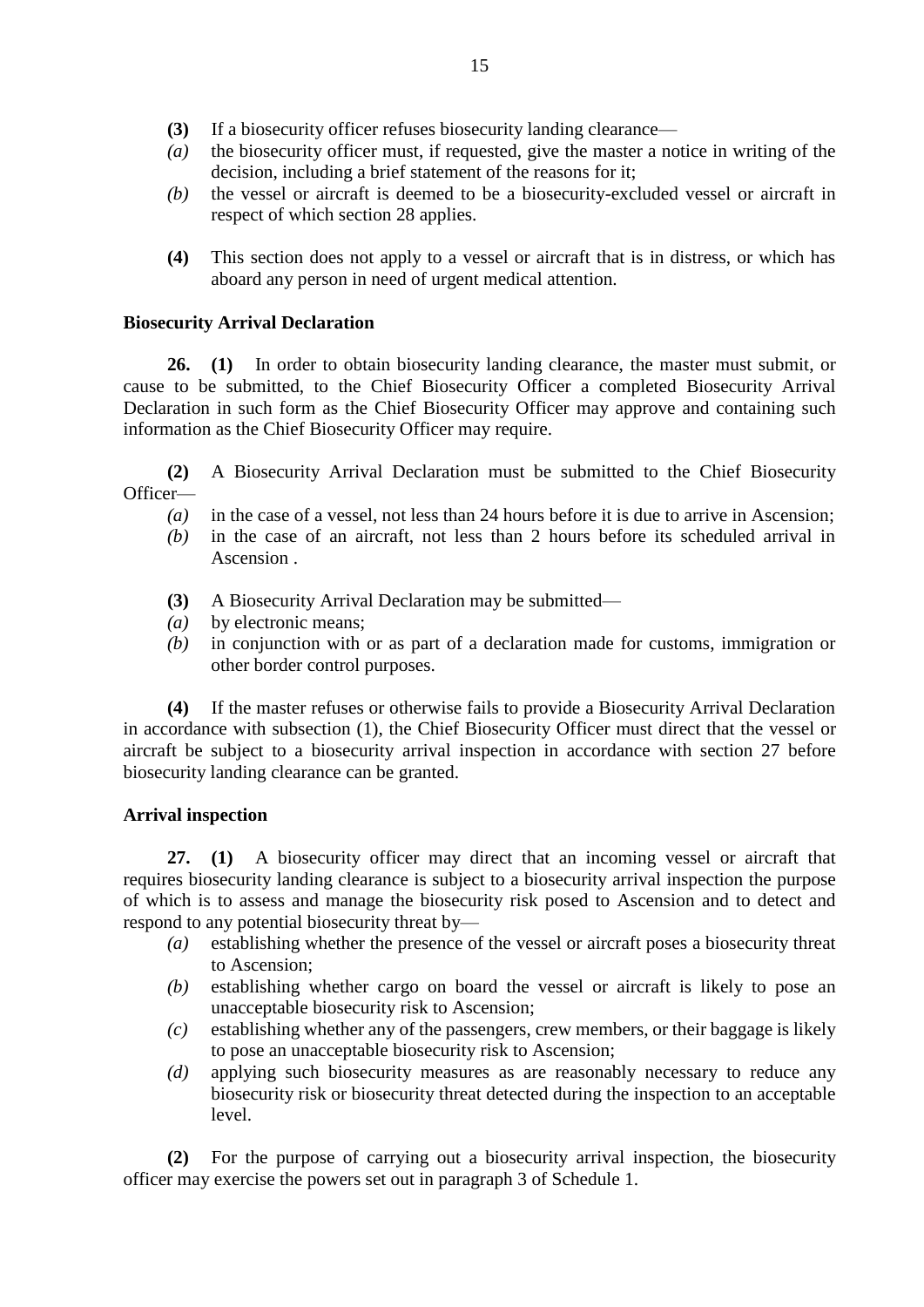**(3)** If a biosecurity officer refuses biosecurity landing clearance—

*(a)* the biosecurity officer must, if requested, give the master a notice in writing of the decision, including a brief statement of the reasons for it;

*(b)* the vessel or aircraft is deemed to be a biosecurity-excluded vessel or aircraft in respect of which section 28 applies.

**(4)** This section does not apply to a vessel or aircraft that is in distress, or which has aboard any person in need of urgent medical attention.

**Biosecurity Arrival Declaration**

**26. (1)** In order to obtain biosecurity landing clearance, the master must submit, or cause to be submitted, to the Chief Biosecurity Officer a completed Biosecurity Arrival Declaration in such form as the Chief Biosecurity Officer may approve and containing such information as the Chief Biosecurity Officer may require.

**(2)** A Biosecurity Arrival Declaration must be submitted to the Chief Biosecurity Officer—

*(a)* in the case of a vessel, not less than 24 hours before it is due to arrive in Ascension;

*(b)* in the case of an aircraft, not less than 2 hours before its scheduled arrival in Ascension .

**(3)** A Biosecurity Arrival Declaration may be submitted—

*(a)* by electronic means;

*(b)* in conjunction with or as part of a declaration made for customs, immigration or other border control purposes.

**(4)** If the master refuses or otherwise fails to provide a Biosecurity Arrival Declaration in accordance with subsection (1), the Chief Biosecurity Officer must direct that the vessel or aircraft be subject to a biosecurity arrival inspection in accordance with section 27 before biosecurity landing clearance can be granted.

**Arrival inspection**

**27. (1)** A biosecurity officer may direct that an incoming vessel or aircraft that requires biosecurity landing clearance is subject to a biosecurity arrival inspection the purpose of which is to assess and manage the biosecurity risk posed to Ascension and to detect and respond to any potential biosecurity threat by—

*(a)* establishing whether the presence of the vessel or aircraft poses a biosecurity threat to Ascension;

*(b)* establishing whether cargo on board the vessel or aircraft is likely to pose an unacceptable biosecurity risk to Ascension;

*(c)* establishing whether any of the passengers, crew members, or their baggage is likely to pose an unacceptable biosecurity risk to Ascension;

*(d)* applying such biosecurity measures as are reasonably necessary to reduce any biosecurity risk or biosecurity threat detected during the inspection to an acceptable level.

**(2)** For the purpose of carrying out a biosecurity arrival inspection, the biosecurity officer may exercise the powers set out in paragraph 3 of Schedule 1.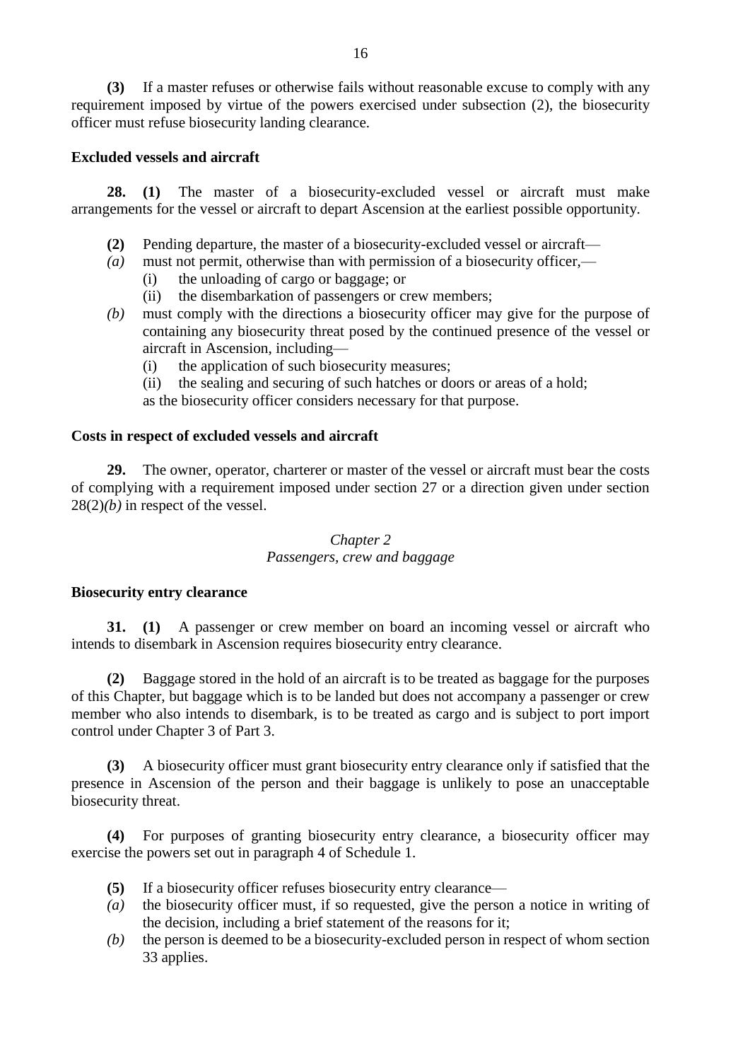**(3)** If a master refuses or otherwise fails without reasonable excuse to comply with any requirement imposed by virtue of the powers exercised under subsection (2), the biosecurity officer must refuse biosecurity landing clearance.

**Excluded vessels and aircraft**

**28. (1)** The master of a biosecurity-excluded vessel or aircraft must make arrangements for the vessel or aircraft to depart Ascension at the earliest possible opportunity.

**(2)** Pending departure, the master of a biosecurity-excluded vessel or aircraft—

*(a)* must not permit, otherwise than with permission of a biosecurity officer,—
   (i) the unloading of cargo or baggage; or
   (ii) the disembarkation of passengers or crew members;

*(b)* must comply with the directions a biosecurity officer may give for the purpose of containing any biosecurity threat posed by the continued presence of the vessel or aircraft in Ascension, including—
   (i) the application of such biosecurity measures;
   (ii) the sealing and securing of such hatches or doors or areas of a hold;
   as the biosecurity officer considers necessary for that purpose.

**Costs in respect of excluded vessels and aircraft**

**29.** The owner, operator, charterer or master of the vessel or aircraft must bear the costs of complying with a requirement imposed under section 27 or a direction given under section 28(2)*(b)* in respect of the vessel.

*Chapter 2*
*Passengers, crew and baggage*

**Biosecurity entry clearance**

**31. (1)** A passenger or crew member on board an incoming vessel or aircraft who intends to disembark in Ascension requires biosecurity entry clearance.

**(2)** Baggage stored in the hold of an aircraft is to be treated as baggage for the purposes of this Chapter, but baggage which is to be landed but does not accompany a passenger or crew member who also intends to disembark, is to be treated as cargo and is subject to port import control under Chapter 3 of Part 3.

**(3)** A biosecurity officer must grant biosecurity entry clearance only if satisfied that the presence in Ascension of the person and their baggage is unlikely to pose an unacceptable biosecurity threat.

**(4)** For purposes of granting biosecurity entry clearance, a biosecurity officer may exercise the powers set out in paragraph 4 of Schedule 1.

**(5)** If a biosecurity officer refuses biosecurity entry clearance—

*(a)* the biosecurity officer must, if so requested, give the person a notice in writing of the decision, including a brief statement of the reasons for it;

*(b)* the person is deemed to be a biosecurity-excluded person in respect of whom section 33 applies.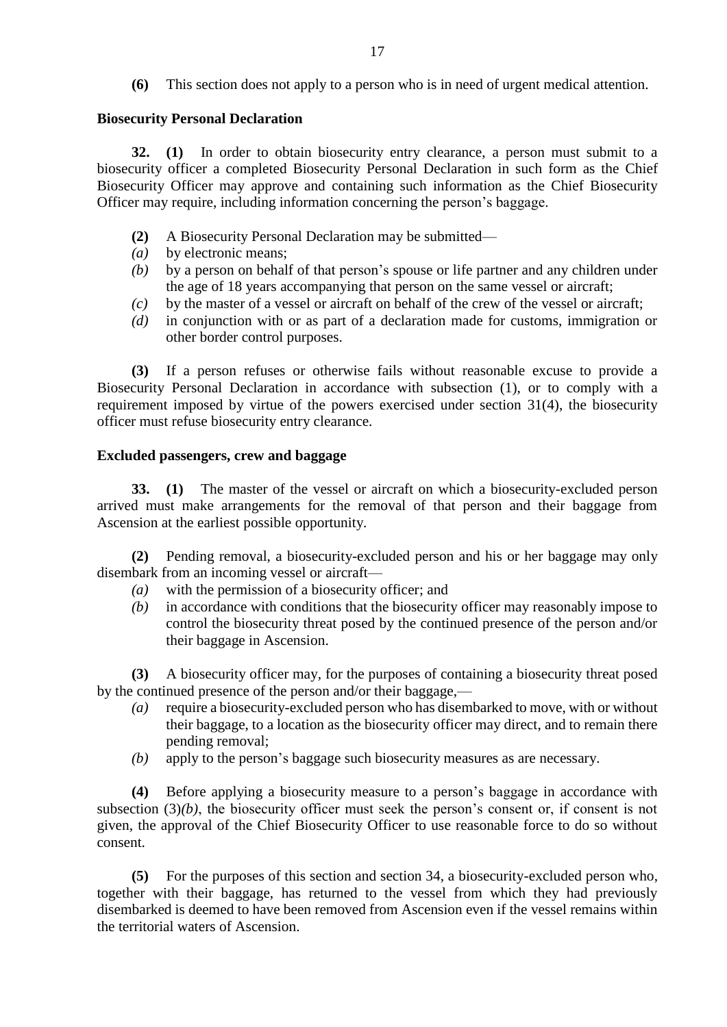**(6)** This section does not apply to a person who is in need of urgent medical attention.

**Biosecurity Personal Declaration**

**32. (1)** In order to obtain biosecurity entry clearance, a person must submit to a biosecurity officer a completed Biosecurity Personal Declaration in such form as the Chief Biosecurity Officer may approve and containing such information as the Chief Biosecurity Officer may require, including information concerning the person's baggage.

**(2)** A Biosecurity Personal Declaration may be submitted—

*(a)* by electronic means;

*(b)* by a person on behalf of that person's spouse or life partner and any children under the age of 18 years accompanying that person on the same vessel or aircraft;

*(c)* by the master of a vessel or aircraft on behalf of the crew of the vessel or aircraft;

*(d)* in conjunction with or as part of a declaration made for customs, immigration or other border control purposes.

**(3)** If a person refuses or otherwise fails without reasonable excuse to provide a Biosecurity Personal Declaration in accordance with subsection (1), or to comply with a requirement imposed by virtue of the powers exercised under section 31(4), the biosecurity officer must refuse biosecurity entry clearance.

**Excluded passengers, crew and baggage**

**33. (1)** The master of the vessel or aircraft on which a biosecurity-excluded person arrived must make arrangements for the removal of that person and their baggage from Ascension at the earliest possible opportunity.

**(2)** Pending removal, a biosecurity-excluded person and his or her baggage may only disembark from an incoming vessel or aircraft—

*(a)* with the permission of a biosecurity officer; and

*(b)* in accordance with conditions that the biosecurity officer may reasonably impose to control the biosecurity threat posed by the continued presence of the person and/or their baggage in Ascension.

**(3)** A biosecurity officer may, for the purposes of containing a biosecurity threat posed by the continued presence of the person and/or their baggage,—

*(a)* require a biosecurity-excluded person who has disembarked to move, with or without their baggage, to a location as the biosecurity officer may direct, and to remain there pending removal;

*(b)* apply to the person's baggage such biosecurity measures as are necessary.

**(4)** Before applying a biosecurity measure to a person's baggage in accordance with subsection (3)*(b)*, the biosecurity officer must seek the person's consent or, if consent is not given, the approval of the Chief Biosecurity Officer to use reasonable force to do so without consent.

**(5)** For the purposes of this section and section 34, a biosecurity-excluded person who, together with their baggage, has returned to the vessel from which they had previously disembarked is deemed to have been removed from Ascension even if the vessel remains within the territorial waters of Ascension.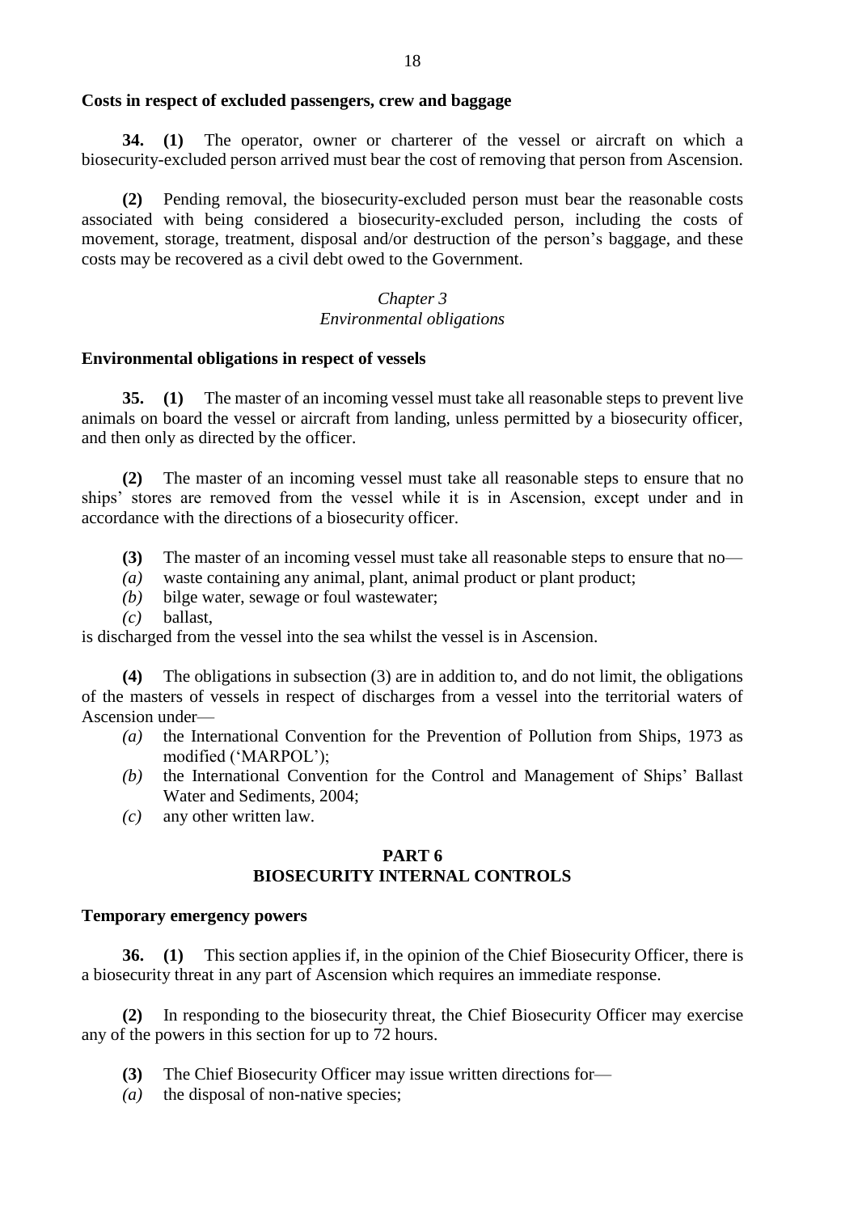**Costs in respect of excluded passengers, crew and baggage**

**34.** **(1)** The operator, owner or charterer of the vessel or aircraft on which a biosecurity-excluded person arrived must bear the cost of removing that person from Ascension.

**(2)** Pending removal, the biosecurity-excluded person must bear the reasonable costs associated with being considered a biosecurity-excluded person, including the costs of movement, storage, treatment, disposal and/or destruction of the person's baggage, and these costs may be recovered as a civil debt owed to the Government.

*Chapter 3*
*Environmental obligations*

**Environmental obligations in respect of vessels**

**35.** **(1)** The master of an incoming vessel must take all reasonable steps to prevent live animals on board the vessel or aircraft from landing, unless permitted by a biosecurity officer, and then only as directed by the officer.

**(2)** The master of an incoming vessel must take all reasonable steps to ensure that no ships' stores are removed from the vessel while it is in Ascension, except under and in accordance with the directions of a biosecurity officer.

**(3)** The master of an incoming vessel must take all reasonable steps to ensure that no—

*(a)* waste containing any animal, plant, animal product or plant product;
*(b)* bilge water, sewage or foul wastewater;
*(c)* ballast,

is discharged from the vessel into the sea whilst the vessel is in Ascension.

**(4)** The obligations in subsection (3) are in addition to, and do not limit, the obligations of the masters of vessels in respect of discharges from a vessel into the territorial waters of Ascension under—

*(a)* the International Convention for the Prevention of Pollution from Ships, 1973 as modified ('MARPOL');
*(b)* the International Convention for the Control and Management of Ships' Ballast Water and Sediments, 2004;
*(c)* any other written law.

## PART 6
## BIOSECURITY INTERNAL CONTROLS

**Temporary emergency powers**

**36.** **(1)** This section applies if, in the opinion of the Chief Biosecurity Officer, there is a biosecurity threat in any part of Ascension which requires an immediate response.

**(2)** In responding to the biosecurity threat, the Chief Biosecurity Officer may exercise any of the powers in this section for up to 72 hours.

**(3)** The Chief Biosecurity Officer may issue written directions for—

*(a)* the disposal of non-native species;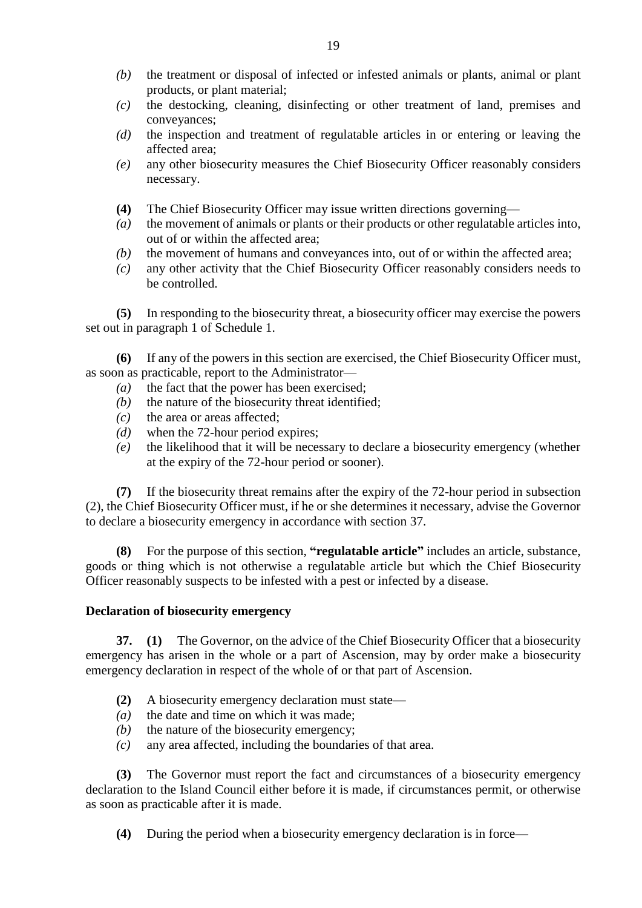*(b)* the treatment or disposal of infected or infested animals or plants, animal or plant products, or plant material;

*(c)* the destocking, cleaning, disinfecting or other treatment of land, premises and conveyances;

*(d)* the inspection and treatment of regulatable articles in or entering or leaving the affected area;

*(e)* any other biosecurity measures the Chief Biosecurity Officer reasonably considers necessary.

**(4)** The Chief Biosecurity Officer may issue written directions governing—

*(a)* the movement of animals or plants or their products or other regulatable articles into, out of or within the affected area;

*(b)* the movement of humans and conveyances into, out of or within the affected area;

*(c)* any other activity that the Chief Biosecurity Officer reasonably considers needs to be controlled.

**(5)** In responding to the biosecurity threat, a biosecurity officer may exercise the powers set out in paragraph 1 of Schedule 1.

**(6)** If any of the powers in this section are exercised, the Chief Biosecurity Officer must, as soon as practicable, report to the Administrator—

*(a)* the fact that the power has been exercised;

*(b)* the nature of the biosecurity threat identified;

*(c)* the area or areas affected;

*(d)* when the 72-hour period expires;

*(e)* the likelihood that it will be necessary to declare a biosecurity emergency (whether at the expiry of the 72-hour period or sooner).

**(7)** If the biosecurity threat remains after the expiry of the 72-hour period in subsection (2), the Chief Biosecurity Officer must, if he or she determines it necessary, advise the Governor to declare a biosecurity emergency in accordance with section 37.

**(8)** For the purpose of this section, **"regulatable article"** includes an article, substance, goods or thing which is not otherwise a regulatable article but which the Chief Biosecurity Officer reasonably suspects to be infested with a pest or infected by a disease.

### Declaration of biosecurity emergency

**37. (1)** The Governor, on the advice of the Chief Biosecurity Officer that a biosecurity emergency has arisen in the whole or a part of Ascension, may by order make a biosecurity emergency declaration in respect of the whole of or that part of Ascension.

**(2)** A biosecurity emergency declaration must state—

*(a)* the date and time on which it was made;

*(b)* the nature of the biosecurity emergency;

*(c)* any area affected, including the boundaries of that area.

**(3)** The Governor must report the fact and circumstances of a biosecurity emergency declaration to the Island Council either before it is made, if circumstances permit, or otherwise as soon as practicable after it is made.

**(4)** During the period when a biosecurity emergency declaration is in force—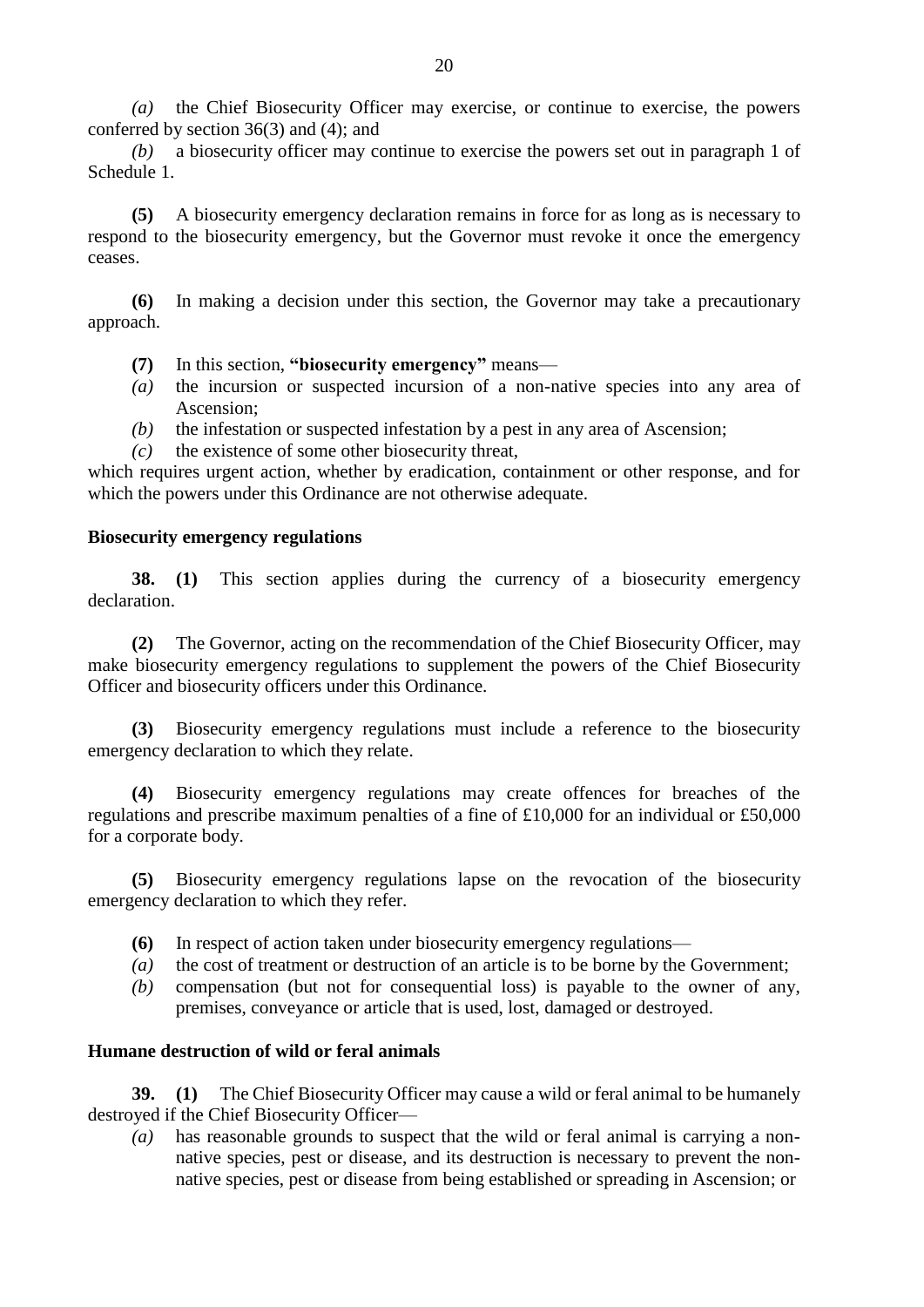*(a)* the Chief Biosecurity Officer may exercise, or continue to exercise, the powers conferred by section 36(3) and (4); and

*(b)* a biosecurity officer may continue to exercise the powers set out in paragraph 1 of Schedule 1.

**(5)** A biosecurity emergency declaration remains in force for as long as is necessary to respond to the biosecurity emergency, but the Governor must revoke it once the emergency ceases.

**(6)** In making a decision under this section, the Governor may take a precautionary approach.

**(7)** In this section, **"biosecurity emergency"** means—

*(a)* the incursion or suspected incursion of a non-native species into any area of Ascension;

*(b)* the infestation or suspected infestation by a pest in any area of Ascension;

*(c)* the existence of some other biosecurity threat,

which requires urgent action, whether by eradication, containment or other response, and for which the powers under this Ordinance are not otherwise adequate.

**Biosecurity emergency regulations**

**38. (1)** This section applies during the currency of a biosecurity emergency declaration.

**(2)** The Governor, acting on the recommendation of the Chief Biosecurity Officer, may make biosecurity emergency regulations to supplement the powers of the Chief Biosecurity Officer and biosecurity officers under this Ordinance.

**(3)** Biosecurity emergency regulations must include a reference to the biosecurity emergency declaration to which they relate.

**(4)** Biosecurity emergency regulations may create offences for breaches of the regulations and prescribe maximum penalties of a fine of £10,000 for an individual or £50,000 for a corporate body.

**(5)** Biosecurity emergency regulations lapse on the revocation of the biosecurity emergency declaration to which they refer.

**(6)** In respect of action taken under biosecurity emergency regulations—

*(a)* the cost of treatment or destruction of an article is to be borne by the Government;

*(b)* compensation (but not for consequential loss) is payable to the owner of any, premises, conveyance or article that is used, lost, damaged or destroyed.

**Humane destruction of wild or feral animals**

**39. (1)** The Chief Biosecurity Officer may cause a wild or feral animal to be humanely destroyed if the Chief Biosecurity Officer—

*(a)* has reasonable grounds to suspect that the wild or feral animal is carrying a non-native species, pest or disease, and its destruction is necessary to prevent the non-native species, pest or disease from being established or spreading in Ascension; or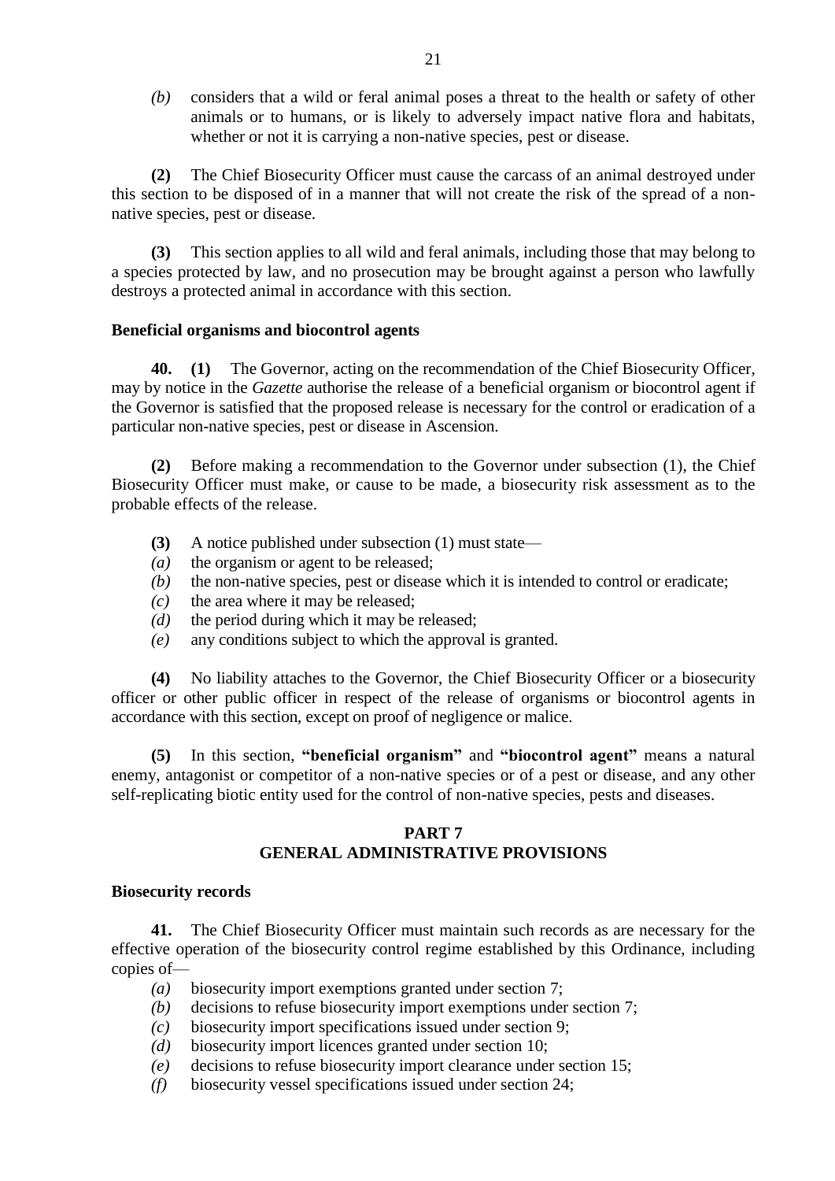*(b)* considers that a wild or feral animal poses a threat to the health or safety of other animals or to humans, or is likely to adversely impact native flora and habitats, whether or not it is carrying a non-native species, pest or disease.

**(2)** The Chief Biosecurity Officer must cause the carcass of an animal destroyed under this section to be disposed of in a manner that will not create the risk of the spread of a non-native species, pest or disease.

**(3)** This section applies to all wild and feral animals, including those that may belong to a species protected by law, and no prosecution may be brought against a person who lawfully destroys a protected animal in accordance with this section.

**Beneficial organisms and biocontrol agents**

**40. (1)** The Governor, acting on the recommendation of the Chief Biosecurity Officer, may by notice in the *Gazette* authorise the release of a beneficial organism or biocontrol agent if the Governor is satisfied that the proposed release is necessary for the control or eradication of a particular non-native species, pest or disease in Ascension.

**(2)** Before making a recommendation to the Governor under subsection (1), the Chief Biosecurity Officer must make, or cause to be made, a biosecurity risk assessment as to the probable effects of the release.

**(3)** A notice published under subsection (1) must state—

*(a)* the organism or agent to be released;
*(b)* the non-native species, pest or disease which it is intended to control or eradicate;
*(c)* the area where it may be released;
*(d)* the period during which it may be released;
*(e)* any conditions subject to which the approval is granted.

**(4)** No liability attaches to the Governor, the Chief Biosecurity Officer or a biosecurity officer or other public officer in respect of the release of organisms or biocontrol agents in accordance with this section, except on proof of negligence or malice.

**(5)** In this section, **"beneficial organism"** and **"biocontrol agent"** means a natural enemy, antagonist or competitor of a non-native species or of a pest or disease, and any other self-replicating biotic entity used for the control of non-native species, pests and diseases.

## PART 7
## GENERAL ADMINISTRATIVE PROVISIONS

**Biosecurity records**

**41.** The Chief Biosecurity Officer must maintain such records as are necessary for the effective operation of the biosecurity control regime established by this Ordinance, including copies of—

*(a)* biosecurity import exemptions granted under section 7;
*(b)* decisions to refuse biosecurity import exemptions under section 7;
*(c)* biosecurity import specifications issued under section 9;
*(d)* biosecurity import licences granted under section 10;
*(e)* decisions to refuse biosecurity import clearance under section 15;
*(f)* biosecurity vessel specifications issued under section 24;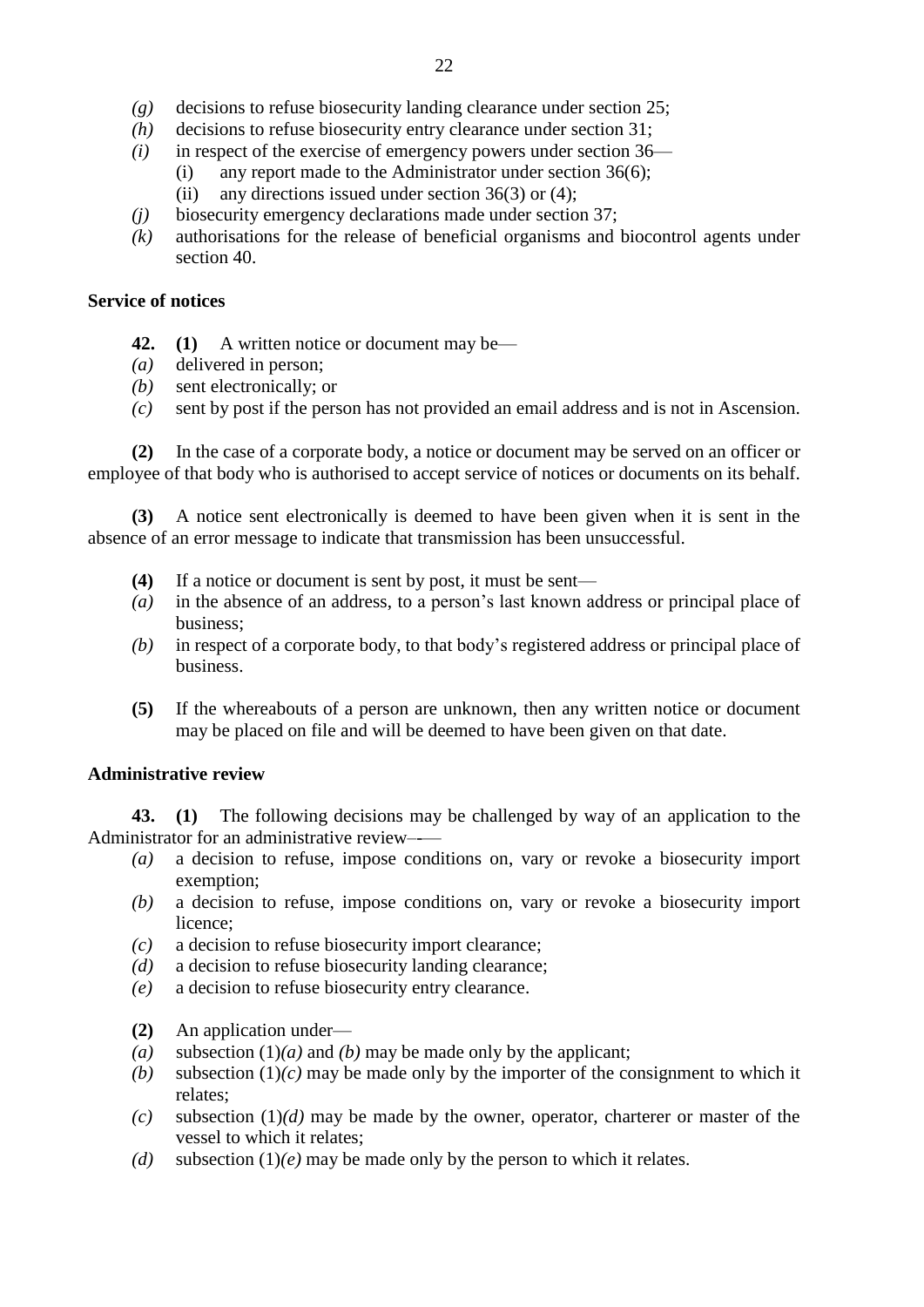*(g)* decisions to refuse biosecurity landing clearance under section 25;

*(h)* decisions to refuse biosecurity entry clearance under section 31;

*(i)* in respect of the exercise of emergency powers under section 36—

   (i) any report made to the Administrator under section 36(6);

   (ii) any directions issued under section 36(3) or (4);

*(j)* biosecurity emergency declarations made under section 37;

*(k)* authorisations for the release of beneficial organisms and biocontrol agents under section 40.

**Service of notices**

**42. (1)** A written notice or document may be—

*(a)* delivered in person;

*(b)* sent electronically; or

*(c)* sent by post if the person has not provided an email address and is not in Ascension.

**(2)** In the case of a corporate body, a notice or document may be served on an officer or employee of that body who is authorised to accept service of notices or documents on its behalf.

**(3)** A notice sent electronically is deemed to have been given when it is sent in the absence of an error message to indicate that transmission has been unsuccessful.

**(4)** If a notice or document is sent by post, it must be sent—

*(a)* in the absence of an address, to a person's last known address or principal place of business;

*(b)* in respect of a corporate body, to that body's registered address or principal place of business.

**(5)** If the whereabouts of a person are unknown, then any written notice or document may be placed on file and will be deemed to have been given on that date.

**Administrative review**

**43. (1)** The following decisions may be challenged by way of an application to the Administrator for an administrative review—

*(a)* a decision to refuse, impose conditions on, vary or revoke a biosecurity import exemption;

*(b)* a decision to refuse, impose conditions on, vary or revoke a biosecurity import licence;

*(c)* a decision to refuse biosecurity import clearance;

*(d)* a decision to refuse biosecurity landing clearance;

*(e)* a decision to refuse biosecurity entry clearance.

**(2)** An application under—

*(a)* subsection (1)*(a)* and *(b)* may be made only by the applicant;

*(b)* subsection (1)*(c)* may be made only by the importer of the consignment to which it relates;

*(c)* subsection (1)*(d)* may be made by the owner, operator, charterer or master of the vessel to which it relates;

*(d)* subsection (1)*(e)* may be made only by the person to which it relates.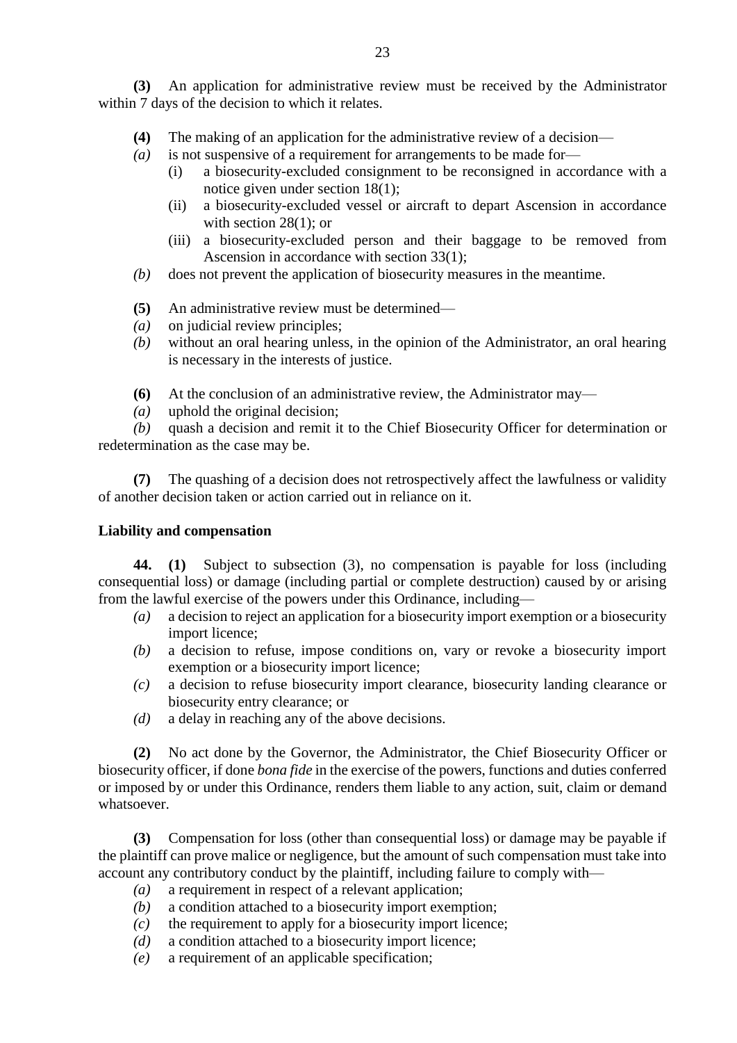**(3)** An application for administrative review must be received by the Administrator within 7 days of the decision to which it relates.

**(4)** The making of an application for the administrative review of a decision—

*(a)* is not suspensive of a requirement for arrangements to be made for—

(i) a biosecurity-excluded consignment to be reconsigned in accordance with a notice given under section 18(1);

(ii) a biosecurity-excluded vessel or aircraft to depart Ascension in accordance with section 28(1); or

(iii) a biosecurity-excluded person and their baggage to be removed from Ascension in accordance with section 33(1);

*(b)* does not prevent the application of biosecurity measures in the meantime.

**(5)** An administrative review must be determined—

*(a)* on judicial review principles;

*(b)* without an oral hearing unless, in the opinion of the Administrator, an oral hearing is necessary in the interests of justice.

**(6)** At the conclusion of an administrative review, the Administrator may—

*(a)* uphold the original decision;

*(b)* quash a decision and remit it to the Chief Biosecurity Officer for determination or redetermination as the case may be.

**(7)** The quashing of a decision does not retrospectively affect the lawfulness or validity of another decision taken or action carried out in reliance on it.

**Liability and compensation**

**44. (1)** Subject to subsection (3), no compensation is payable for loss (including consequential loss) or damage (including partial or complete destruction) caused by or arising from the lawful exercise of the powers under this Ordinance, including—

*(a)* a decision to reject an application for a biosecurity import exemption or a biosecurity import licence;

*(b)* a decision to refuse, impose conditions on, vary or revoke a biosecurity import exemption or a biosecurity import licence;

*(c)* a decision to refuse biosecurity import clearance, biosecurity landing clearance or biosecurity entry clearance; or

*(d)* a delay in reaching any of the above decisions.

**(2)** No act done by the Governor, the Administrator, the Chief Biosecurity Officer or biosecurity officer, if done *bona fide* in the exercise of the powers, functions and duties conferred or imposed by or under this Ordinance, renders them liable to any action, suit, claim or demand whatsoever.

**(3)** Compensation for loss (other than consequential loss) or damage may be payable if the plaintiff can prove malice or negligence, but the amount of such compensation must take into account any contributory conduct by the plaintiff, including failure to comply with—

*(a)* a requirement in respect of a relevant application;

*(b)* a condition attached to a biosecurity import exemption;

*(c)* the requirement to apply for a biosecurity import licence;

*(d)* a condition attached to a biosecurity import licence;

*(e)* a requirement of an applicable specification;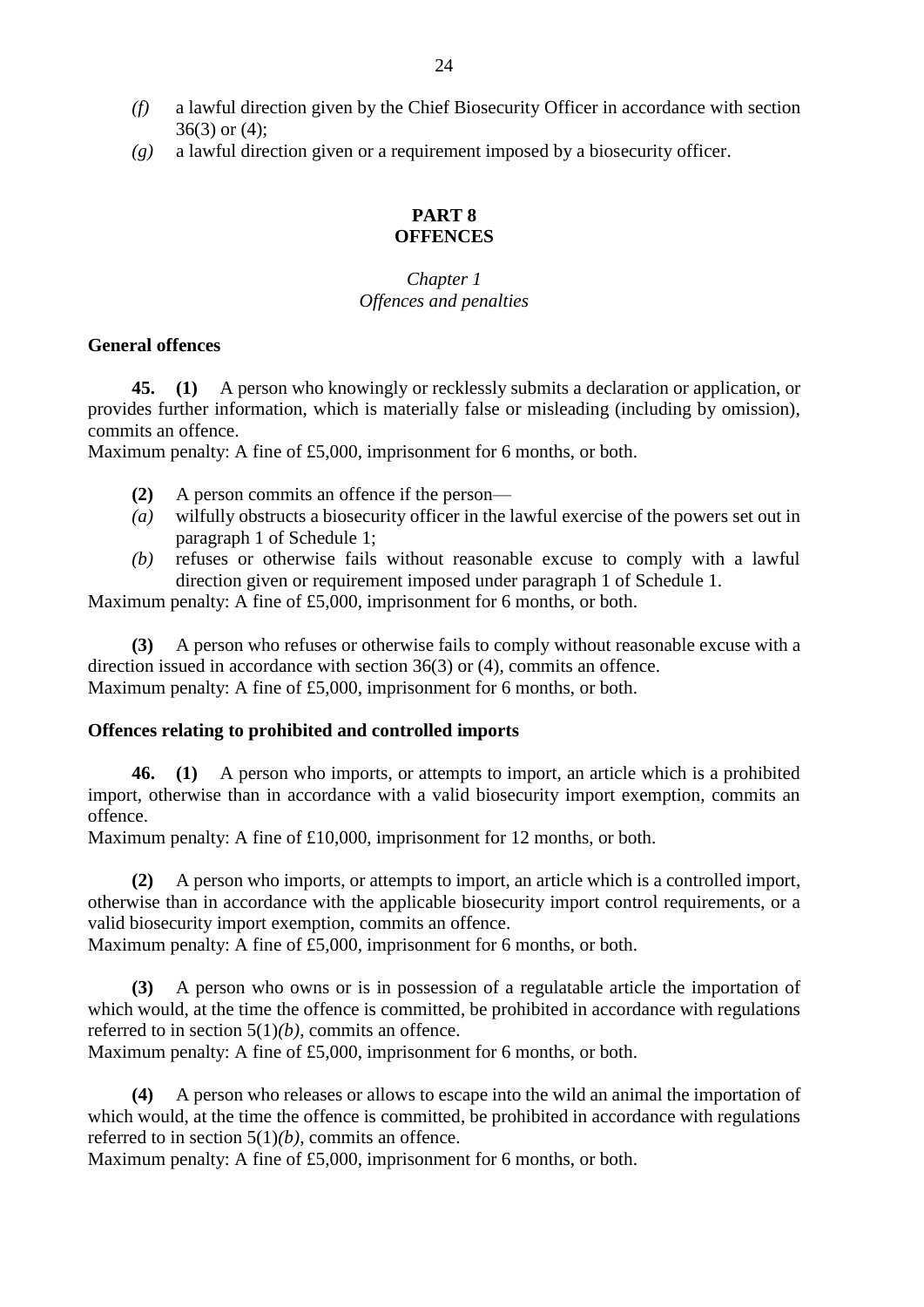*(f)* a lawful direction given by the Chief Biosecurity Officer in accordance with section 36(3) or (4);

*(g)* a lawful direction given or a requirement imposed by a biosecurity officer.

## PART 8
## OFFENCES

### *Chapter 1*
### *Offences and penalties*

**General offences**

**45. (1)** A person who knowingly or recklessly submits a declaration or application, or provides further information, which is materially false or misleading (including by omission), commits an offence.
Maximum penalty: A fine of £5,000, imprisonment for 6 months, or both.

**(2)** A person commits an offence if the person—

*(a)* wilfully obstructs a biosecurity officer in the lawful exercise of the powers set out in paragraph 1 of Schedule 1;

*(b)* refuses or otherwise fails without reasonable excuse to comply with a lawful direction given or requirement imposed under paragraph 1 of Schedule 1.

Maximum penalty: A fine of £5,000, imprisonment for 6 months, or both.

**(3)** A person who refuses or otherwise fails to comply without reasonable excuse with a direction issued in accordance with section 36(3) or (4), commits an offence.
Maximum penalty: A fine of £5,000, imprisonment for 6 months, or both.

**Offences relating to prohibited and controlled imports**

**46. (1)** A person who imports, or attempts to import, an article which is a prohibited import, otherwise than in accordance with a valid biosecurity import exemption, commits an offence.
Maximum penalty: A fine of £10,000, imprisonment for 12 months, or both.

**(2)** A person who imports, or attempts to import, an article which is a controlled import, otherwise than in accordance with the applicable biosecurity import control requirements, or a valid biosecurity import exemption, commits an offence.
Maximum penalty: A fine of £5,000, imprisonment for 6 months, or both.

**(3)** A person who owns or is in possession of a regulatable article the importation of which would, at the time the offence is committed, be prohibited in accordance with regulations referred to in section 5(1)*(b)*, commits an offence.
Maximum penalty: A fine of £5,000, imprisonment for 6 months, or both.

**(4)** A person who releases or allows to escape into the wild an animal the importation of which would, at the time the offence is committed, be prohibited in accordance with regulations referred to in section 5(1)*(b)*, commits an offence.
Maximum penalty: A fine of £5,000, imprisonment for 6 months, or both.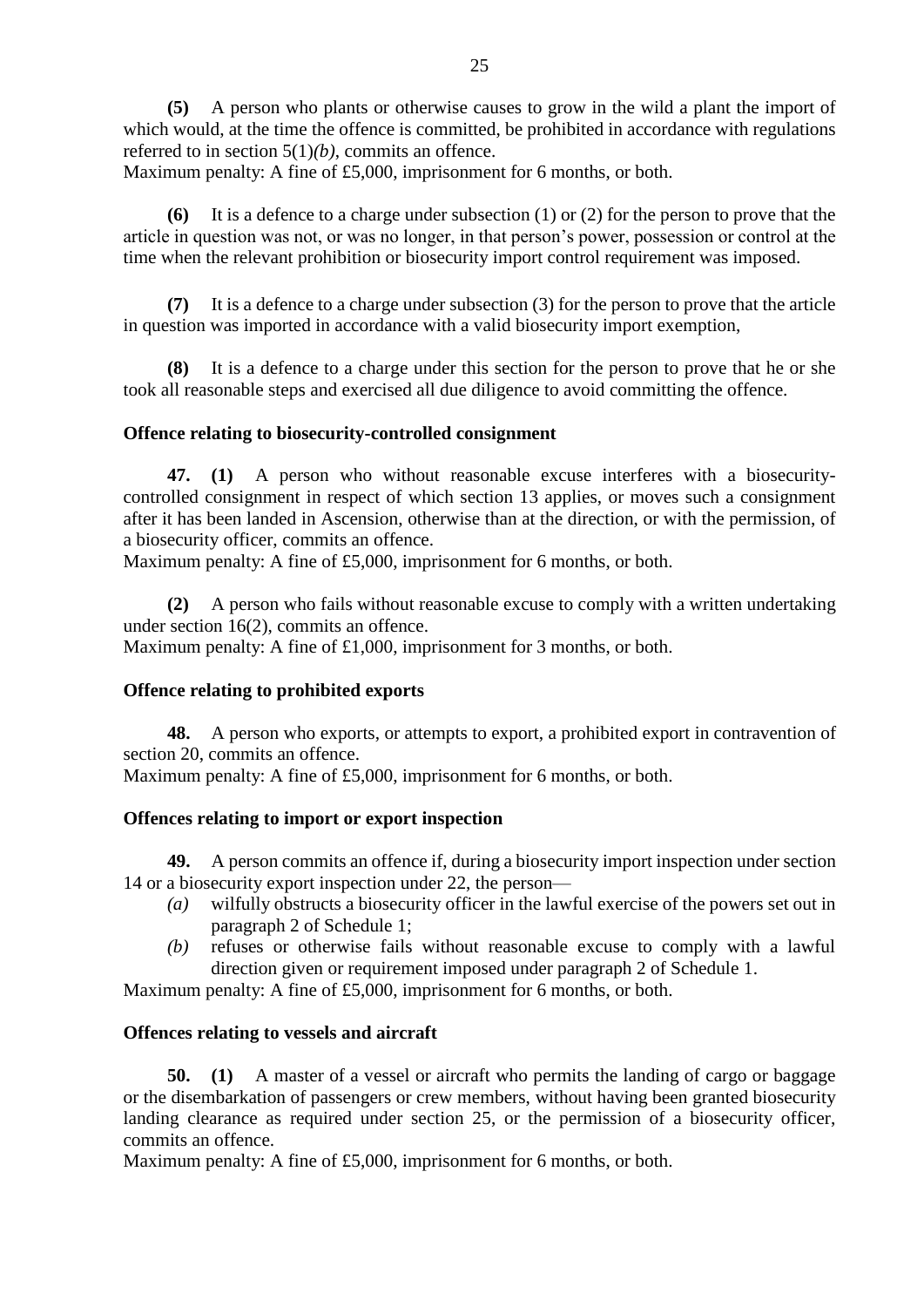**(5)** A person who plants or otherwise causes to grow in the wild a plant the import of which would, at the time the offence is committed, be prohibited in accordance with regulations referred to in section 5(1)*(b)*, commits an offence.
Maximum penalty: A fine of £5,000, imprisonment for 6 months, or both.

**(6)** It is a defence to a charge under subsection (1) or (2) for the person to prove that the article in question was not, or was no longer, in that person's power, possession or control at the time when the relevant prohibition or biosecurity import control requirement was imposed.

**(7)** It is a defence to a charge under subsection (3) for the person to prove that the article in question was imported in accordance with a valid biosecurity import exemption,

**(8)** It is a defence to a charge under this section for the person to prove that he or she took all reasonable steps and exercised all due diligence to avoid committing the offence.

**Offence relating to biosecurity-controlled consignment**

**47. (1)** A person who without reasonable excuse interferes with a biosecurity-controlled consignment in respect of which section 13 applies, or moves such a consignment after it has been landed in Ascension, otherwise than at the direction, or with the permission, of a biosecurity officer, commits an offence.
Maximum penalty: A fine of £5,000, imprisonment for 6 months, or both.

**(2)** A person who fails without reasonable excuse to comply with a written undertaking under section 16(2), commits an offence.
Maximum penalty: A fine of £1,000, imprisonment for 3 months, or both.

**Offence relating to prohibited exports**

**48.** A person who exports, or attempts to export, a prohibited export in contravention of section 20, commits an offence.
Maximum penalty: A fine of £5,000, imprisonment for 6 months, or both.

**Offences relating to import or export inspection**

**49.** A person commits an offence if, during a biosecurity import inspection under section 14 or a biosecurity export inspection under 22, the person—

- *(a)* wilfully obstructs a biosecurity officer in the lawful exercise of the powers set out in paragraph 2 of Schedule 1;
- *(b)* refuses or otherwise fails without reasonable excuse to comply with a lawful direction given or requirement imposed under paragraph 2 of Schedule 1.

Maximum penalty: A fine of £5,000, imprisonment for 6 months, or both.

**Offences relating to vessels and aircraft**

**50. (1)** A master of a vessel or aircraft who permits the landing of cargo or baggage or the disembarkation of passengers or crew members, without having been granted biosecurity landing clearance as required under section 25, or the permission of a biosecurity officer, commits an offence.
Maximum penalty: A fine of £5,000, imprisonment for 6 months, or both.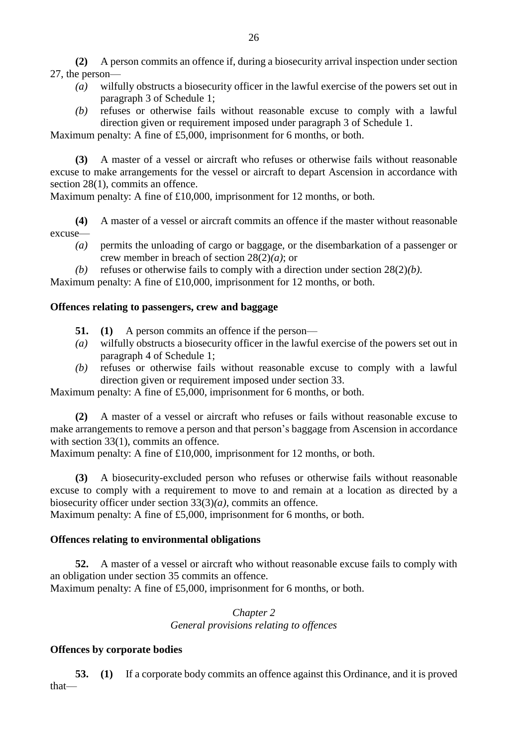**(2)** A person commits an offence if, during a biosecurity arrival inspection under section 27, the person—

*(a)* wilfully obstructs a biosecurity officer in the lawful exercise of the powers set out in paragraph 3 of Schedule 1;

*(b)* refuses or otherwise fails without reasonable excuse to comply with a lawful direction given or requirement imposed under paragraph 3 of Schedule 1.

Maximum penalty: A fine of £5,000, imprisonment for 6 months, or both.

**(3)** A master of a vessel or aircraft who refuses or otherwise fails without reasonable excuse to make arrangements for the vessel or aircraft to depart Ascension in accordance with section 28(1), commits an offence.

Maximum penalty: A fine of £10,000, imprisonment for 12 months, or both.

**(4)** A master of a vessel or aircraft commits an offence if the master without reasonable excuse—

*(a)* permits the unloading of cargo or baggage, or the disembarkation of a passenger or crew member in breach of section 28(2)*(a)*; or

*(b)* refuses or otherwise fails to comply with a direction under section 28(2)*(b).*

Maximum penalty: A fine of £10,000, imprisonment for 12 months, or both.

**Offences relating to passengers, crew and baggage**

**51. (1)** A person commits an offence if the person—

*(a)* wilfully obstructs a biosecurity officer in the lawful exercise of the powers set out in paragraph 4 of Schedule 1;

*(b)* refuses or otherwise fails without reasonable excuse to comply with a lawful direction given or requirement imposed under section 33.

Maximum penalty: A fine of £5,000, imprisonment for 6 months, or both.

**(2)** A master of a vessel or aircraft who refuses or fails without reasonable excuse to make arrangements to remove a person and that person's baggage from Ascension in accordance with section 33(1), commits an offence.

Maximum penalty: A fine of £10,000, imprisonment for 12 months, or both.

**(3)** A biosecurity-excluded person who refuses or otherwise fails without reasonable excuse to comply with a requirement to move to and remain at a location as directed by a biosecurity officer under section 33(3)*(a)*, commits an offence.

Maximum penalty: A fine of £5,000, imprisonment for 6 months, or both.

**Offences relating to environmental obligations**

**52.** A master of a vessel or aircraft who without reasonable excuse fails to comply with an obligation under section 35 commits an offence.

Maximum penalty: A fine of £5,000, imprisonment for 6 months, or both.

*Chapter 2*
*General provisions relating to offences*

**Offences by corporate bodies**

**53. (1)** If a corporate body commits an offence against this Ordinance, and it is proved that—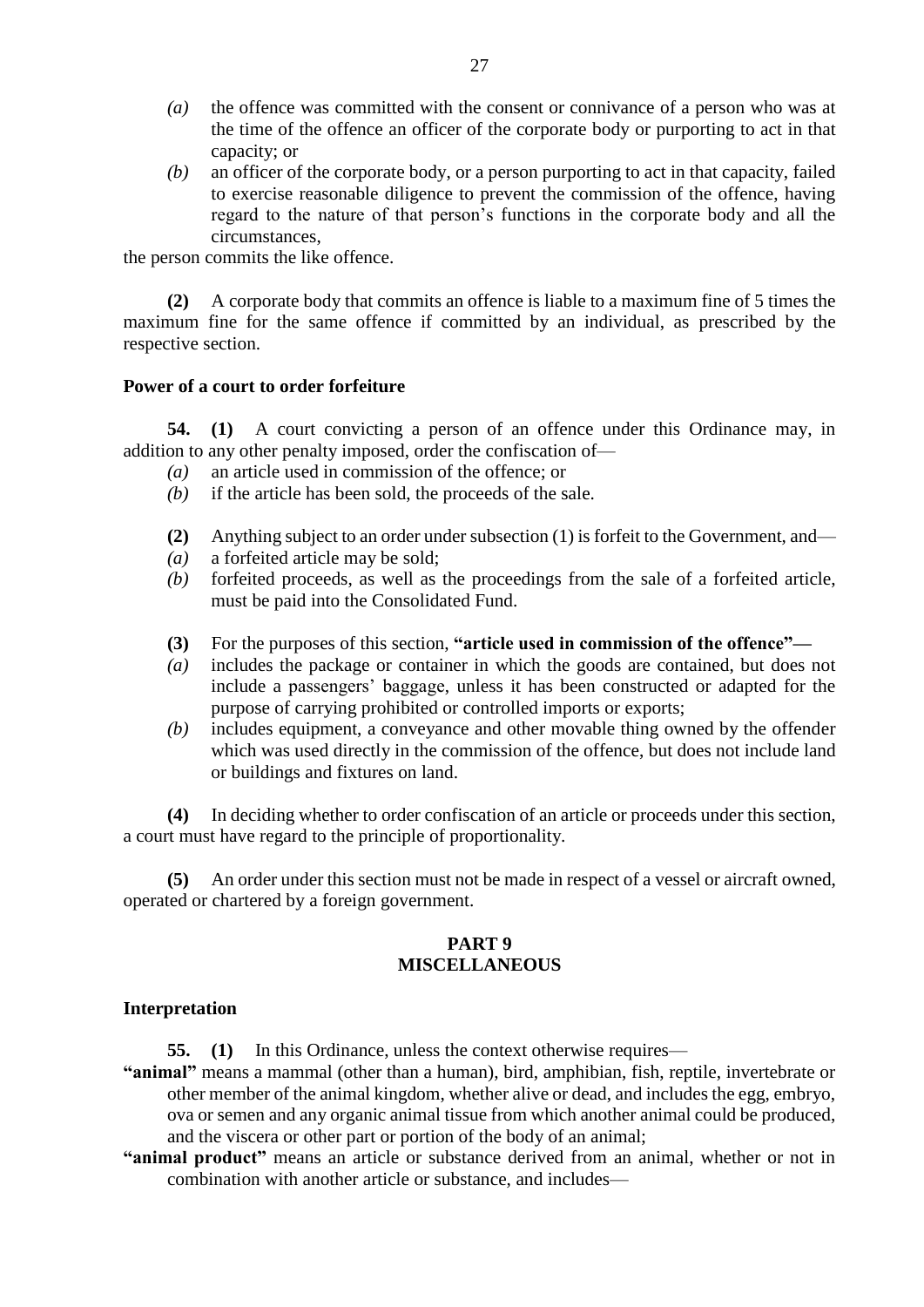*(a)* the offence was committed with the consent or connivance of a person who was at the time of the offence an officer of the corporate body or purporting to act in that capacity; or

*(b)* an officer of the corporate body, or a person purporting to act in that capacity, failed to exercise reasonable diligence to prevent the commission of the offence, having regard to the nature of that person's functions in the corporate body and all the circumstances,

the person commits the like offence.

**(2)** A corporate body that commits an offence is liable to a maximum fine of 5 times the maximum fine for the same offence if committed by an individual, as prescribed by the respective section.

### Power of a court to order forfeiture

**54. (1)** A court convicting a person of an offence under this Ordinance may, in addition to any other penalty imposed, order the confiscation of—

*(a)* an article used in commission of the offence; or

*(b)* if the article has been sold, the proceeds of the sale.

**(2)** Anything subject to an order under subsection (1) is forfeit to the Government, and—

*(a)* a forfeited article may be sold;

*(b)* forfeited proceeds, as well as the proceedings from the sale of a forfeited article, must be paid into the Consolidated Fund.

**(3)** For the purposes of this section, **"article used in commission of the offence"—**

*(a)* includes the package or container in which the goods are contained, but does not include a passengers' baggage, unless it has been constructed or adapted for the purpose of carrying prohibited or controlled imports or exports;

*(b)* includes equipment, a conveyance and other movable thing owned by the offender which was used directly in the commission of the offence, but does not include land or buildings and fixtures on land.

**(4)** In deciding whether to order confiscation of an article or proceeds under this section, a court must have regard to the principle of proportionality.

**(5)** An order under this section must not be made in respect of a vessel or aircraft owned, operated or chartered by a foreign government.

## PART 9
## MISCELLANEOUS

### Interpretation

**55. (1)** In this Ordinance, unless the context otherwise requires—

**"animal"** means a mammal (other than a human), bird, amphibian, fish, reptile, invertebrate or other member of the animal kingdom, whether alive or dead, and includes the egg, embryo, ova or semen and any organic animal tissue from which another animal could be produced, and the viscera or other part or portion of the body of an animal;

**"animal product"** means an article or substance derived from an animal, whether or not in combination with another article or substance, and includes—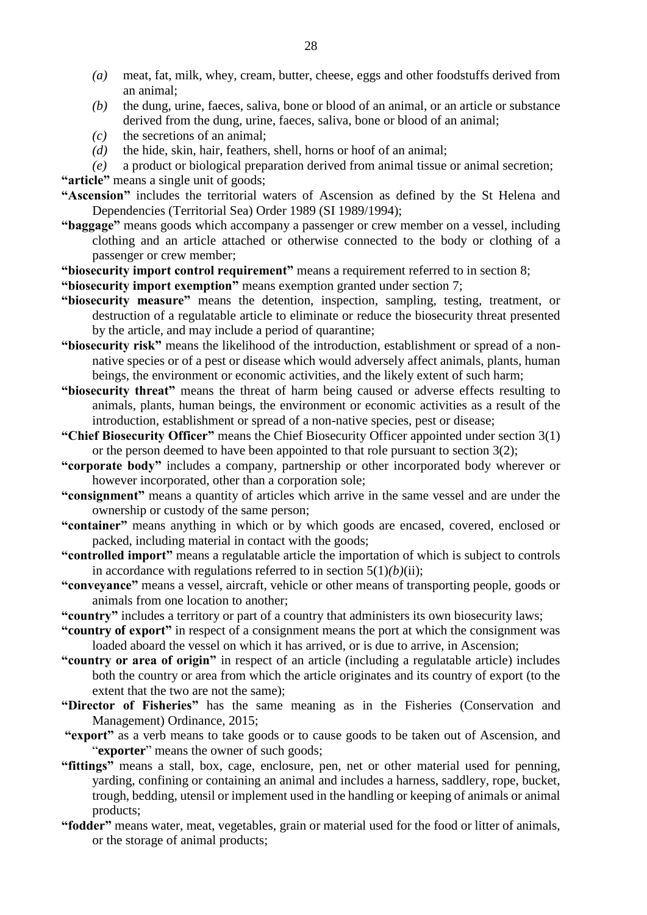*(a)* meat, fat, milk, whey, cream, butter, cheese, eggs and other foodstuffs derived from an animal;

*(b)* the dung, urine, faeces, saliva, bone or blood of an animal, or an article or substance derived from the dung, urine, faeces, saliva, bone or blood of an animal;

*(c)* the secretions of an animal;

*(d)* the hide, skin, hair, feathers, shell, horns or hoof of an animal;

*(e)* a product or biological preparation derived from animal tissue or animal secretion;

**"article"** means a single unit of goods;

**"Ascension"** includes the territorial waters of Ascension as defined by the St Helena and Dependencies (Territorial Sea) Order 1989 (SI 1989/1994);

**"baggage"** means goods which accompany a passenger or crew member on a vessel, including clothing and an article attached or otherwise connected to the body or clothing of a passenger or crew member;

**"biosecurity import control requirement"** means a requirement referred to in section 8;

**"biosecurity import exemption"** means exemption granted under section 7;

**"biosecurity measure"** means the detention, inspection, sampling, testing, treatment, or destruction of a regulatable article to eliminate or reduce the biosecurity threat presented by the article, and may include a period of quarantine;

**"biosecurity risk"** means the likelihood of the introduction, establishment or spread of a non-native species or of a pest or disease which would adversely affect animals, plants, human beings, the environment or economic activities, and the likely extent of such harm;

**"biosecurity threat"** means the threat of harm being caused or adverse effects resulting to animals, plants, human beings, the environment or economic activities as a result of the introduction, establishment or spread of a non-native species, pest or disease;

**"Chief Biosecurity Officer"** means the Chief Biosecurity Officer appointed under section 3(1) or the person deemed to have been appointed to that role pursuant to section 3(2);

**"corporate body"** includes a company, partnership or other incorporated body wherever or however incorporated, other than a corporation sole;

**"consignment"** means a quantity of articles which arrive in the same vessel and are under the ownership or custody of the same person;

**"container"** means anything in which or by which goods are encased, covered, enclosed or packed, including material in contact with the goods;

**"controlled import"** means a regulatable article the importation of which is subject to controls in accordance with regulations referred to in section 5(1)*(b)*(ii);

**"conveyance"** means a vessel, aircraft, vehicle or other means of transporting people, goods or animals from one location to another;

**"country"** includes a territory or part of a country that administers its own biosecurity laws;

**"country of export"** in respect of a consignment means the port at which the consignment was loaded aboard the vessel on which it has arrived, or is due to arrive, in Ascension;

**"country or area of origin"** in respect of an article (including a regulatable article) includes both the country or area from which the article originates and its country of export (to the extent that the two are not the same);

**"Director of Fisheries"** has the same meaning as in the Fisheries (Conservation and Management) Ordinance, 2015;

**"export"** as a verb means to take goods or to cause goods to be taken out of Ascension, and "**exporter**" means the owner of such goods;

**"fittings"** means a stall, box, cage, enclosure, pen, net or other material used for penning, yarding, confining or containing an animal and includes a harness, saddlery, rope, bucket, trough, bedding, utensil or implement used in the handling or keeping of animals or animal products;

**"fodder"** means water, meat, vegetables, grain or material used for the food or litter of animals, or the storage of animal products;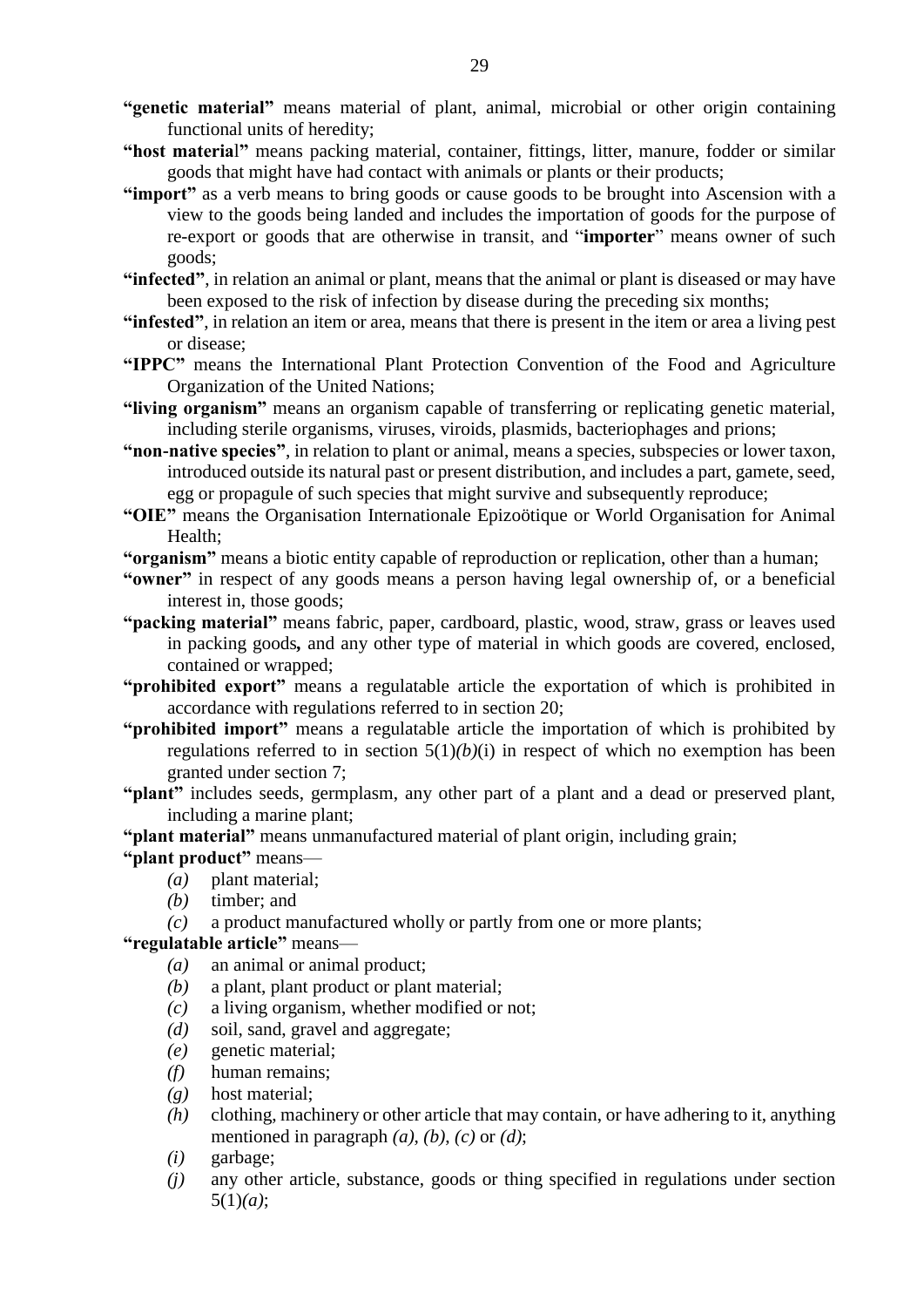**"genetic material"** means material of plant, animal, microbial or other origin containing functional units of heredity;

**"host material"** means packing material, container, fittings, litter, manure, fodder or similar goods that might have had contact with animals or plants or their products;

**"import"** as a verb means to bring goods or cause goods to be brought into Ascension with a view to the goods being landed and includes the importation of goods for the purpose of re-export or goods that are otherwise in transit, and "**importer**" means owner of such goods;

**"infected"**, in relation an animal or plant, means that the animal or plant is diseased or may have been exposed to the risk of infection by disease during the preceding six months;

**"infested"**, in relation an item or area, means that there is present in the item or area a living pest or disease;

**"IPPC"** means the International Plant Protection Convention of the Food and Agriculture Organization of the United Nations;

**"living organism"** means an organism capable of transferring or replicating genetic material, including sterile organisms, viruses, viroids, plasmids, bacteriophages and prions;

**"non-native species"**, in relation to plant or animal, means a species, subspecies or lower taxon, introduced outside its natural past or present distribution, and includes a part, gamete, seed, egg or propagule of such species that might survive and subsequently reproduce;

**"OIE"** means the Organisation Internationale Epizoötique or World Organisation for Animal Health;

**"organism"** means a biotic entity capable of reproduction or replication, other than a human;

**"owner"** in respect of any goods means a person having legal ownership of, or a beneficial interest in, those goods;

**"packing material"** means fabric, paper, cardboard, plastic, wood, straw, grass or leaves used in packing goods**,** and any other type of material in which goods are covered, enclosed, contained or wrapped;

**"prohibited export"** means a regulatable article the exportation of which is prohibited in accordance with regulations referred to in section 20;

**"prohibited import"** means a regulatable article the importation of which is prohibited by regulations referred to in section 5(1)*(b)*(i) in respect of which no exemption has been granted under section 7;

**"plant"** includes seeds, germplasm, any other part of a plant and a dead or preserved plant, including a marine plant;

**"plant material"** means unmanufactured material of plant origin, including grain;

**"plant product"** means—

- *(a)* plant material;
- *(b)* timber; and
- *(c)* a product manufactured wholly or partly from one or more plants;

**"regulatable article"** means—

- *(a)* an animal or animal product;
- *(b)* a plant, plant product or plant material;
- *(c)* a living organism, whether modified or not;
- *(d)* soil, sand, gravel and aggregate;
- *(e)* genetic material;
- *(f)* human remains;
- *(g)* host material;
- *(h)* clothing, machinery or other article that may contain, or have adhering to it, anything mentioned in paragraph *(a)*, *(b)*, *(c)* or *(d)*;
- *(i)* garbage;
- *(j)* any other article, substance, goods or thing specified in regulations under section 5(1)*(a)*;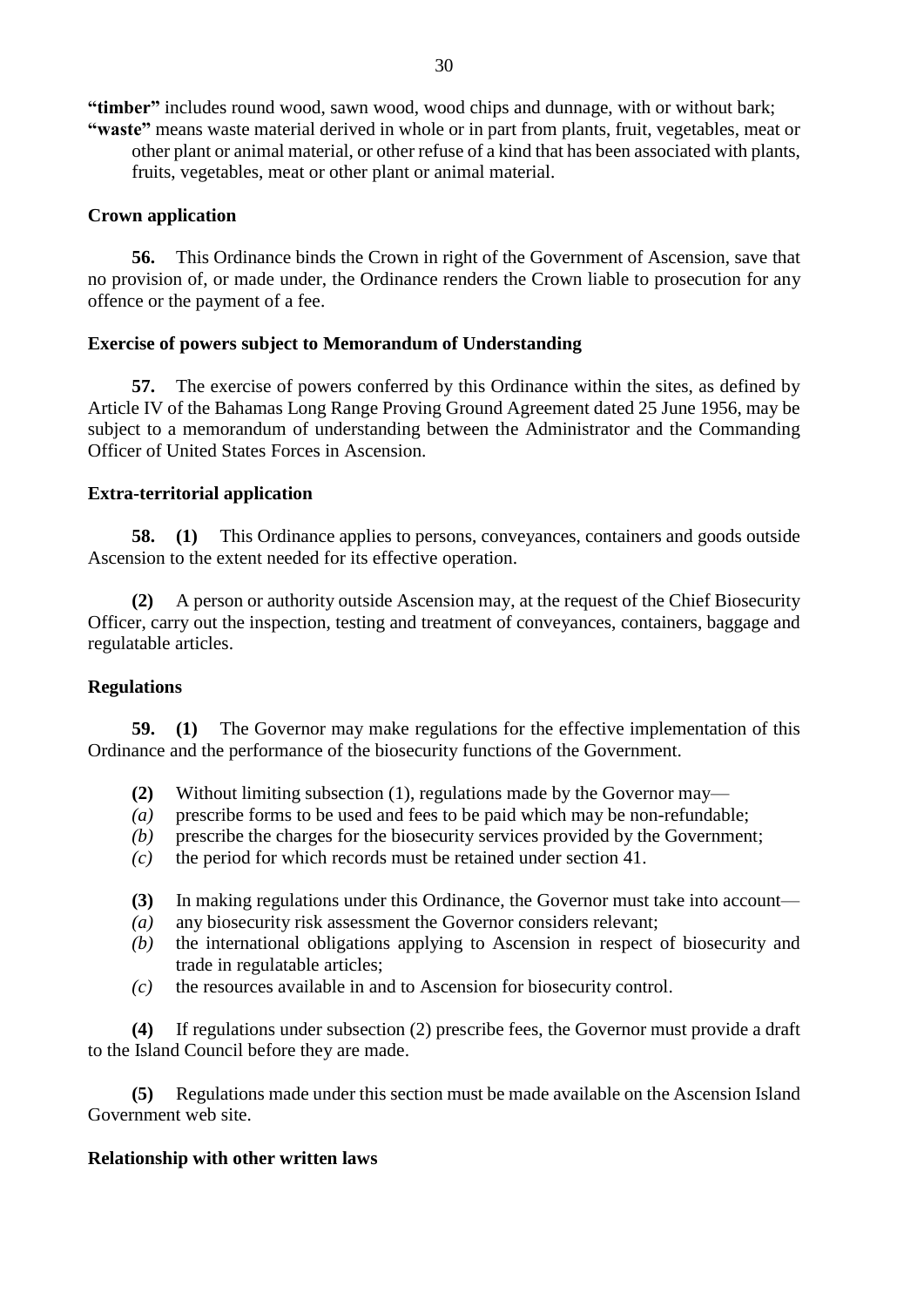**"timber"** includes round wood, sawn wood, wood chips and dunnage, with or without bark;

**"waste"** means waste material derived in whole or in part from plants, fruit, vegetables, meat or other plant or animal material, or other refuse of a kind that has been associated with plants, fruits, vegetables, meat or other plant or animal material.

**Crown application**

**56.** This Ordinance binds the Crown in right of the Government of Ascension, save that no provision of, or made under, the Ordinance renders the Crown liable to prosecution for any offence or the payment of a fee.

**Exercise of powers subject to Memorandum of Understanding**

**57.** The exercise of powers conferred by this Ordinance within the sites, as defined by Article IV of the Bahamas Long Range Proving Ground Agreement dated 25 June 1956, may be subject to a memorandum of understanding between the Administrator and the Commanding Officer of United States Forces in Ascension.

**Extra-territorial application**

**58. (1)** This Ordinance applies to persons, conveyances, containers and goods outside Ascension to the extent needed for its effective operation.

**(2)** A person or authority outside Ascension may, at the request of the Chief Biosecurity Officer, carry out the inspection, testing and treatment of conveyances, containers, baggage and regulatable articles.

**Regulations**

**59. (1)** The Governor may make regulations for the effective implementation of this Ordinance and the performance of the biosecurity functions of the Government.

**(2)** Without limiting subsection (1), regulations made by the Governor may—

*(a)* prescribe forms to be used and fees to be paid which may be non-refundable;

*(b)* prescribe the charges for the biosecurity services provided by the Government;

*(c)* the period for which records must be retained under section 41.

**(3)** In making regulations under this Ordinance, the Governor must take into account—

*(a)* any biosecurity risk assessment the Governor considers relevant;

*(b)* the international obligations applying to Ascension in respect of biosecurity and trade in regulatable articles;

*(c)* the resources available in and to Ascension for biosecurity control.

**(4)** If regulations under subsection (2) prescribe fees, the Governor must provide a draft to the Island Council before they are made.

**(5)** Regulations made under this section must be made available on the Ascension Island Government web site.

**Relationship with other written laws**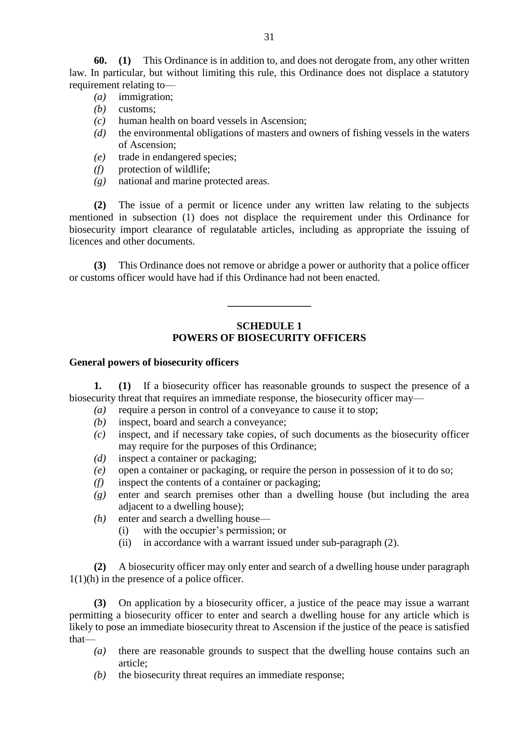**60.** **(1)** This Ordinance is in addition to, and does not derogate from, any other written law. In particular, but without limiting this rule, this Ordinance does not displace a statutory requirement relating to—

*(a)* immigration;

*(b)* customs;

*(c)* human health on board vessels in Ascension;

*(d)* the environmental obligations of masters and owners of fishing vessels in the waters of Ascension;

*(e)* trade in endangered species;

*(f)* protection of wildlife;

*(g)* national and marine protected areas.

**(2)** The issue of a permit or licence under any written law relating to the subjects mentioned in subsection (1) does not displace the requirement under this Ordinance for biosecurity import clearance of regulatable articles, including as appropriate the issuing of licences and other documents.

**(3)** This Ordinance does not remove or abridge a power or authority that a police officer or customs officer would have had if this Ordinance had not been enacted.

---

## SCHEDULE 1
## POWERS OF BIOSECURITY OFFICERS

**General powers of biosecurity officers**

**1.** **(1)** If a biosecurity officer has reasonable grounds to suspect the presence of a biosecurity threat that requires an immediate response, the biosecurity officer may—

*(a)* require a person in control of a conveyance to cause it to stop;

*(b)* inspect, board and search a conveyance;

*(c)* inspect, and if necessary take copies, of such documents as the biosecurity officer may require for the purposes of this Ordinance;

*(d)* inspect a container or packaging;

*(e)* open a container or packaging, or require the person in possession of it to do so;

*(f)* inspect the contents of a container or packaging;

*(g)* enter and search premises other than a dwelling house (but including the area adjacent to a dwelling house);

*(h)* enter and search a dwelling house—

  (i) with the occupier's permission; or

  (ii) in accordance with a warrant issued under sub-paragraph (2).

**(2)** A biosecurity officer may only enter and search of a dwelling house under paragraph 1(1)(h) in the presence of a police officer.

**(3)** On application by a biosecurity officer, a justice of the peace may issue a warrant permitting a biosecurity officer to enter and search a dwelling house for any article which is likely to pose an immediate biosecurity threat to Ascension if the justice of the peace is satisfied that—

*(a)* there are reasonable grounds to suspect that the dwelling house contains such an article;

*(b)* the biosecurity threat requires an immediate response;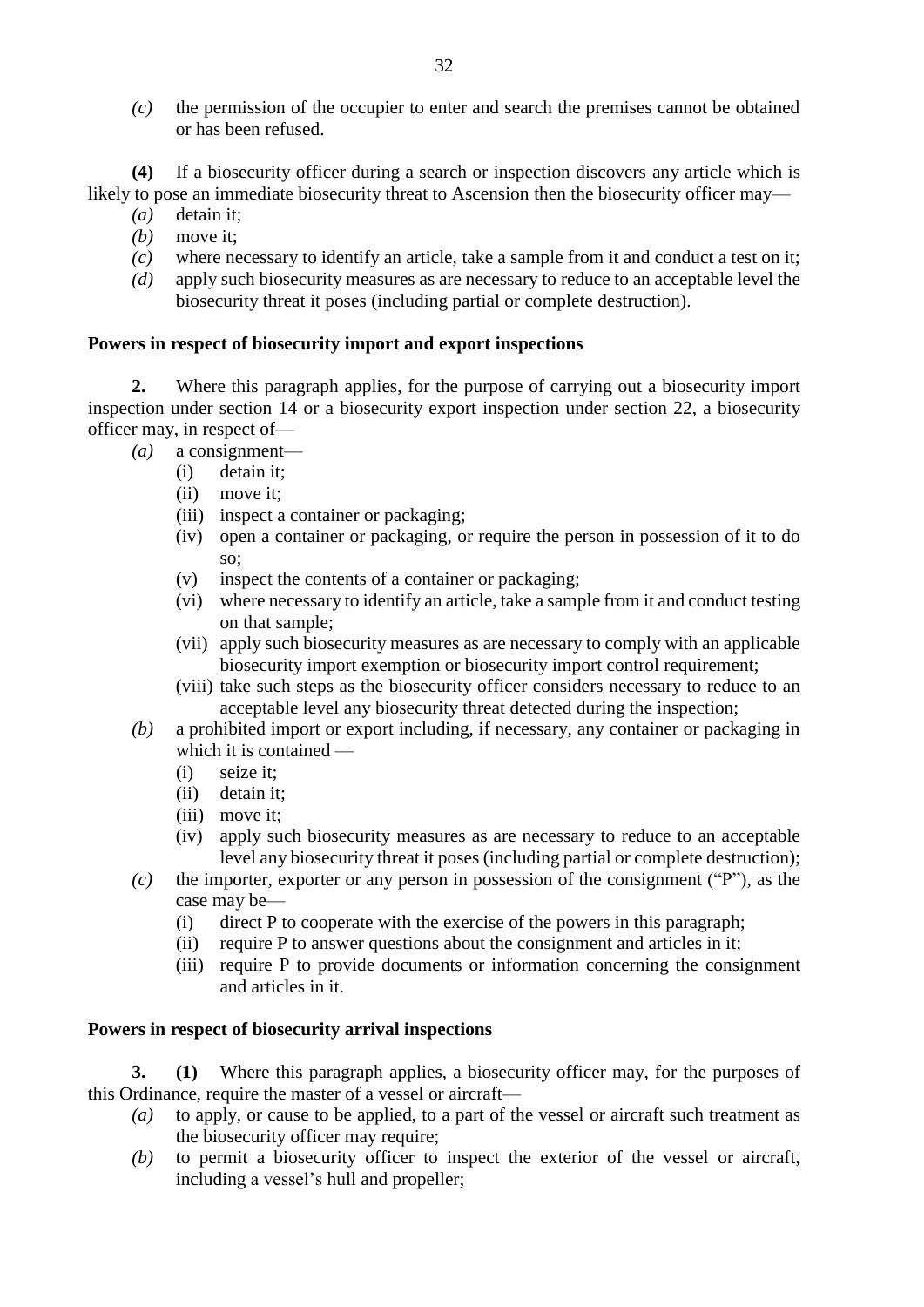*(c)* the permission of the occupier to enter and search the premises cannot be obtained or has been refused.

**(4)** If a biosecurity officer during a search or inspection discovers any article which is likely to pose an immediate biosecurity threat to Ascension then the biosecurity officer may—

*(a)* detain it;
*(b)* move it;
*(c)* where necessary to identify an article, take a sample from it and conduct a test on it;
*(d)* apply such biosecurity measures as are necessary to reduce to an acceptable level the biosecurity threat it poses (including partial or complete destruction).

**Powers in respect of biosecurity import and export inspections**

**2.** Where this paragraph applies, for the purpose of carrying out a biosecurity import inspection under section 14 or a biosecurity export inspection under section 22, a biosecurity officer may, in respect of—

*(a)* a consignment—
  (i) detain it;
  (ii) move it;
  (iii) inspect a container or packaging;
  (iv) open a container or packaging, or require the person in possession of it to do so;
  (v) inspect the contents of a container or packaging;
  (vi) where necessary to identify an article, take a sample from it and conduct testing on that sample;
  (vii) apply such biosecurity measures as are necessary to comply with an applicable biosecurity import exemption or biosecurity import control requirement;
  (viii) take such steps as the biosecurity officer considers necessary to reduce to an acceptable level any biosecurity threat detected during the inspection;

*(b)* a prohibited import or export including, if necessary, any container or packaging in which it is contained —
  (i) seize it;
  (ii) detain it;
  (iii) move it;
  (iv) apply such biosecurity measures as are necessary to reduce to an acceptable level any biosecurity threat it poses (including partial or complete destruction);

*(c)* the importer, exporter or any person in possession of the consignment ("P"), as the case may be—
  (i) direct P to cooperate with the exercise of the powers in this paragraph;
  (ii) require P to answer questions about the consignment and articles in it;
  (iii) require P to provide documents or information concerning the consignment and articles in it.

**Powers in respect of biosecurity arrival inspections**

**3.** **(1)** Where this paragraph applies, a biosecurity officer may, for the purposes of this Ordinance, require the master of a vessel or aircraft—

*(a)* to apply, or cause to be applied, to a part of the vessel or aircraft such treatment as the biosecurity officer may require;
*(b)* to permit a biosecurity officer to inspect the exterior of the vessel or aircraft, including a vessel's hull and propeller;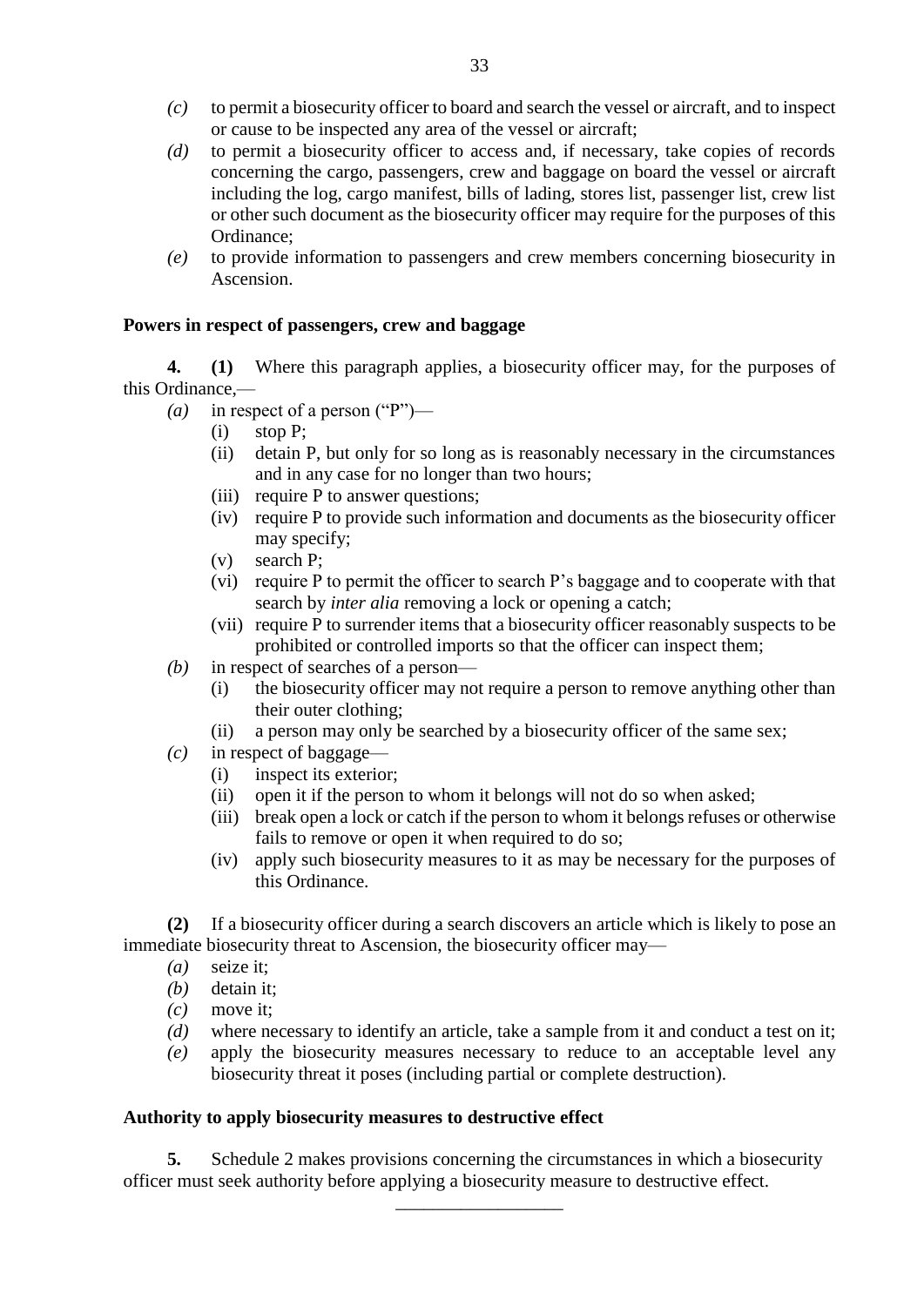- *(c)* to permit a biosecurity officer to board and search the vessel or aircraft, and to inspect or cause to be inspected any area of the vessel or aircraft;
- *(d)* to permit a biosecurity officer to access and, if necessary, take copies of records concerning the cargo, passengers, crew and baggage on board the vessel or aircraft including the log, cargo manifest, bills of lading, stores list, passenger list, crew list or other such document as the biosecurity officer may require for the purposes of this Ordinance;
- *(e)* to provide information to passengers and crew members concerning biosecurity in Ascension.

**Powers in respect of passengers, crew and baggage**

**4.** **(1)** Where this paragraph applies, a biosecurity officer may, for the purposes of this Ordinance,—

- *(a)* in respect of a person ("P")—
  - (i) stop P;
  - (ii) detain P, but only for so long as is reasonably necessary in the circumstances and in any case for no longer than two hours;
  - (iii) require P to answer questions;
  - (iv) require P to provide such information and documents as the biosecurity officer may specify;
  - (v) search P;
  - (vi) require P to permit the officer to search P's baggage and to cooperate with that search by *inter alia* removing a lock or opening a catch;
  - (vii) require P to surrender items that a biosecurity officer reasonably suspects to be prohibited or controlled imports so that the officer can inspect them;
- *(b)* in respect of searches of a person—
  - (i) the biosecurity officer may not require a person to remove anything other than their outer clothing;
  - (ii) a person may only be searched by a biosecurity officer of the same sex;
- *(c)* in respect of baggage—
  - (i) inspect its exterior;
  - (ii) open it if the person to whom it belongs will not do so when asked;
  - (iii) break open a lock or catch if the person to whom it belongs refuses or otherwise fails to remove or open it when required to do so;
  - (iv) apply such biosecurity measures to it as may be necessary for the purposes of this Ordinance.

**(2)** If a biosecurity officer during a search discovers an article which is likely to pose an immediate biosecurity threat to Ascension, the biosecurity officer may—

- *(a)* seize it;
- *(b)* detain it;
- *(c)* move it;
- *(d)* where necessary to identify an article, take a sample from it and conduct a test on it;
- *(e)* apply the biosecurity measures necessary to reduce to an acceptable level any biosecurity threat it poses (including partial or complete destruction).

**Authority to apply biosecurity measures to destructive effect**

**5.** Schedule 2 makes provisions concerning the circumstances in which a biosecurity officer must seek authority before applying a biosecurity measure to destructive effect.

---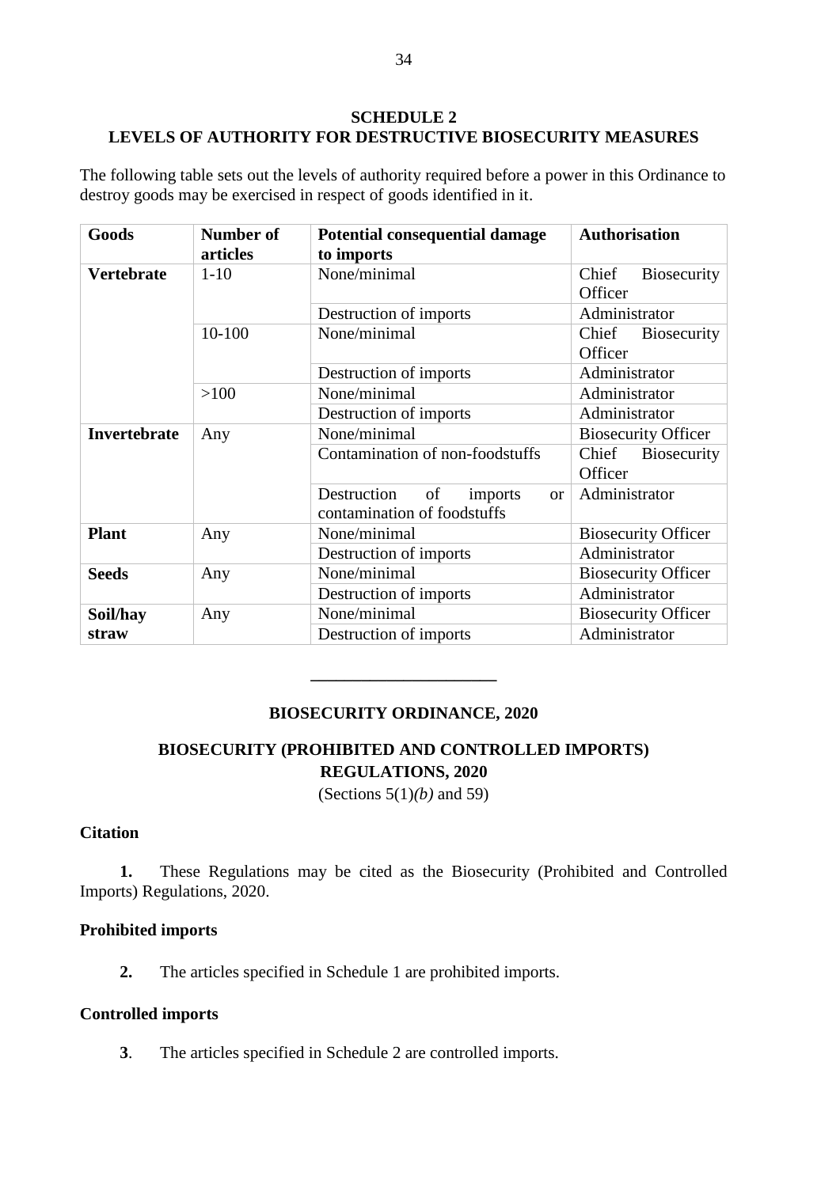## SCHEDULE 2
## LEVELS OF AUTHORITY FOR DESTRUCTIVE BIOSECURITY MEASURES

The following table sets out the levels of authority required before a power in this Ordinance to destroy goods may be exercised in respect of goods identified in it.

| Goods | Number of articles | Potential consequential damage to imports | Authorisation |
|---|---|---|---|
| **Vertebrate** | 1-10 | None/minimal | Chief Biosecurity Officer |
| | | Destruction of imports | Administrator |
| | 10-100 | None/minimal | Chief Biosecurity Officer |
| | | Destruction of imports | Administrator |
| | >100 | None/minimal | Administrator |
| | | Destruction of imports | Administrator |
| **Invertebrate** | Any | None/minimal | Biosecurity Officer |
| | | Contamination of non-foodstuffs | Chief Biosecurity Officer |
| | | Destruction of imports or contamination of foodstuffs | Administrator |
| **Plant** | Any | None/minimal | Biosecurity Officer |
| | | Destruction of imports | Administrator |
| **Seeds** | Any | None/minimal | Biosecurity Officer |
| | | Destruction of imports | Administrator |
| **Soil/hay straw** | Any | None/minimal | Biosecurity Officer |
| | | Destruction of imports | Administrator |

---

## BIOSECURITY ORDINANCE, 2020

## BIOSECURITY (PROHIBITED AND CONTROLLED IMPORTS) REGULATIONS, 2020

(Sections 5(1)*(b)* and 59)

### Citation

**1.** These Regulations may be cited as the Biosecurity (Prohibited and Controlled Imports) Regulations, 2020.

### Prohibited imports

**2.** The articles specified in Schedule 1 are prohibited imports.

### Controlled imports

**3**. The articles specified in Schedule 2 are controlled imports.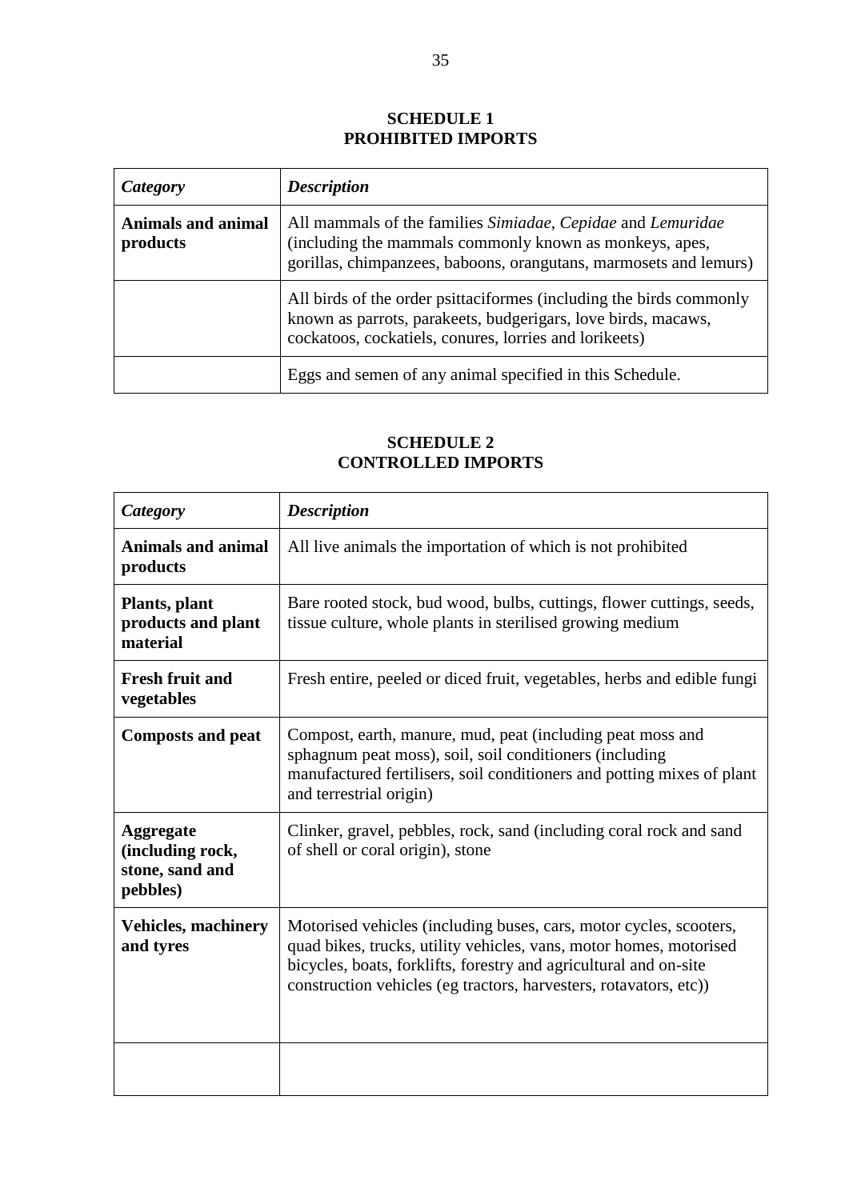## SCHEDULE 1
## PROHIBITED IMPORTS

| *Category* | *Description* |
| --- | --- |
| **Animals and animal products** | All mammals of the families *Simiadae*, *Cepidae* and *Lemuridae* (including the mammals commonly known as monkeys, apes, gorillas, chimpanzees, baboons, orangutans, marmosets and lemurs) |
| | All birds of the order psittaciformes (including the birds commonly known as parrots, parakeets, budgerigars, love birds, macaws, cockatoos, cockatiels, conures, lorries and lorikeets) |
| | Eggs and semen of any animal specified in this Schedule. |

## SCHEDULE 2
## CONTROLLED IMPORTS

| *Category* | *Description* |
| --- | --- |
| **Animals and animal products** | All live animals the importation of which is not prohibited |
| **Plants, plant products and plant material** | Bare rooted stock, bud wood, bulbs, cuttings, flower cuttings, seeds, tissue culture, whole plants in sterilised growing medium |
| **Fresh fruit and vegetables** | Fresh entire, peeled or diced fruit, vegetables, herbs and edible fungi |
| **Composts and peat** | Compost, earth, manure, mud, peat (including peat moss and sphagnum peat moss), soil, soil conditioners (including manufactured fertilisers, soil conditioners and potting mixes of plant and terrestrial origin) |
| **Aggregate (including rock, stone, sand and pebbles)** | Clinker, gravel, pebbles, rock, sand (including coral rock and sand of shell or coral origin), stone |
| **Vehicles, machinery and tyres** | Motorised vehicles (including buses, cars, motor cycles, scooters, quad bikes, trucks, utility vehicles, vans, motor homes, motorised bicycles, boats, forklifts, forestry and agricultural and on-site construction vehicles (eg tractors, harvesters, rotavators, etc)) |
| | |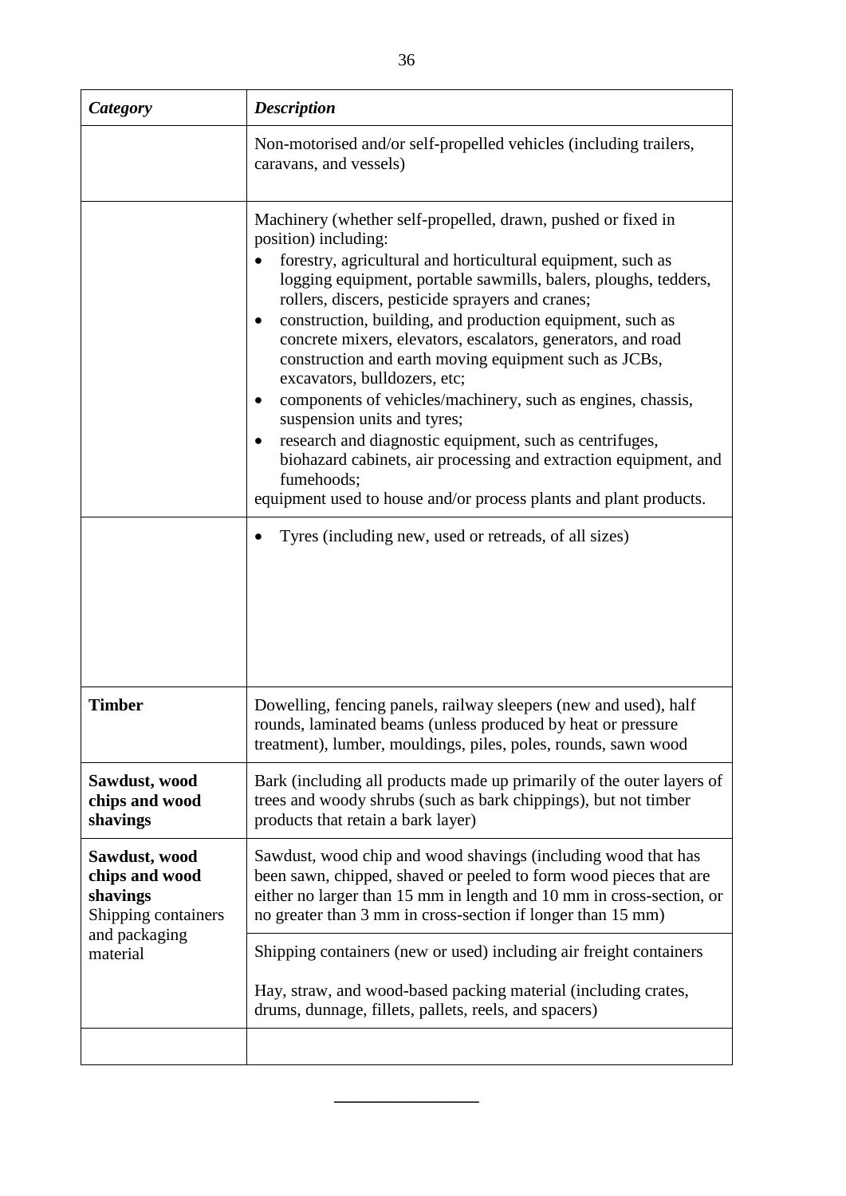| *Category* | *Description* |
|---|---|
| | Non-motorised and/or self-propelled vehicles (including trailers, caravans, and vessels) |
| | Machinery (whether self-propelled, drawn, pushed or fixed in position) including:<br>• forestry, agricultural and horticultural equipment, such as logging equipment, portable sawmills, balers, ploughs, tedders, rollers, discers, pesticide sprayers and cranes;<br>• construction, building, and production equipment, such as concrete mixers, elevators, escalators, generators, and road construction and earth moving equipment such as JCBs, excavators, bulldozers, etc;<br>• components of vehicles/machinery, such as engines, chassis, suspension units and tyres;<br>• research and diagnostic equipment, such as centrifuges, biohazard cabinets, air processing and extraction equipment, and fumehoods;<br>equipment used to house and/or process plants and plant products. |
| | • Tyres (including new, used or retreads, of all sizes) |
| **Timber** | Dowelling, fencing panels, railway sleepers (new and used), half rounds, laminated beams (unless produced by heat or pressure treatment), lumber, mouldings, piles, poles, rounds, sawn wood |
| **Sawdust, wood chips and wood shavings** | Bark (including all products made up primarily of the outer layers of trees and woody shrubs (such as bark chippings), but not timber products that retain a bark layer) |
| **Sawdust, wood chips and wood shavings** Shipping containers and packaging material | Sawdust, wood chip and wood shavings (including wood that has been sawn, chipped, shaved or peeled to form wood pieces that are either no larger than 15 mm in length and 10 mm in cross-section, or no greater than 3 mm in cross-section if longer than 15 mm) |
| | Shipping containers (new or used) including air freight containers<br><br>Hay, straw, and wood-based packing material (including crates, drums, dunnage, fillets, pallets, reels, and spacers) |
| | |

________________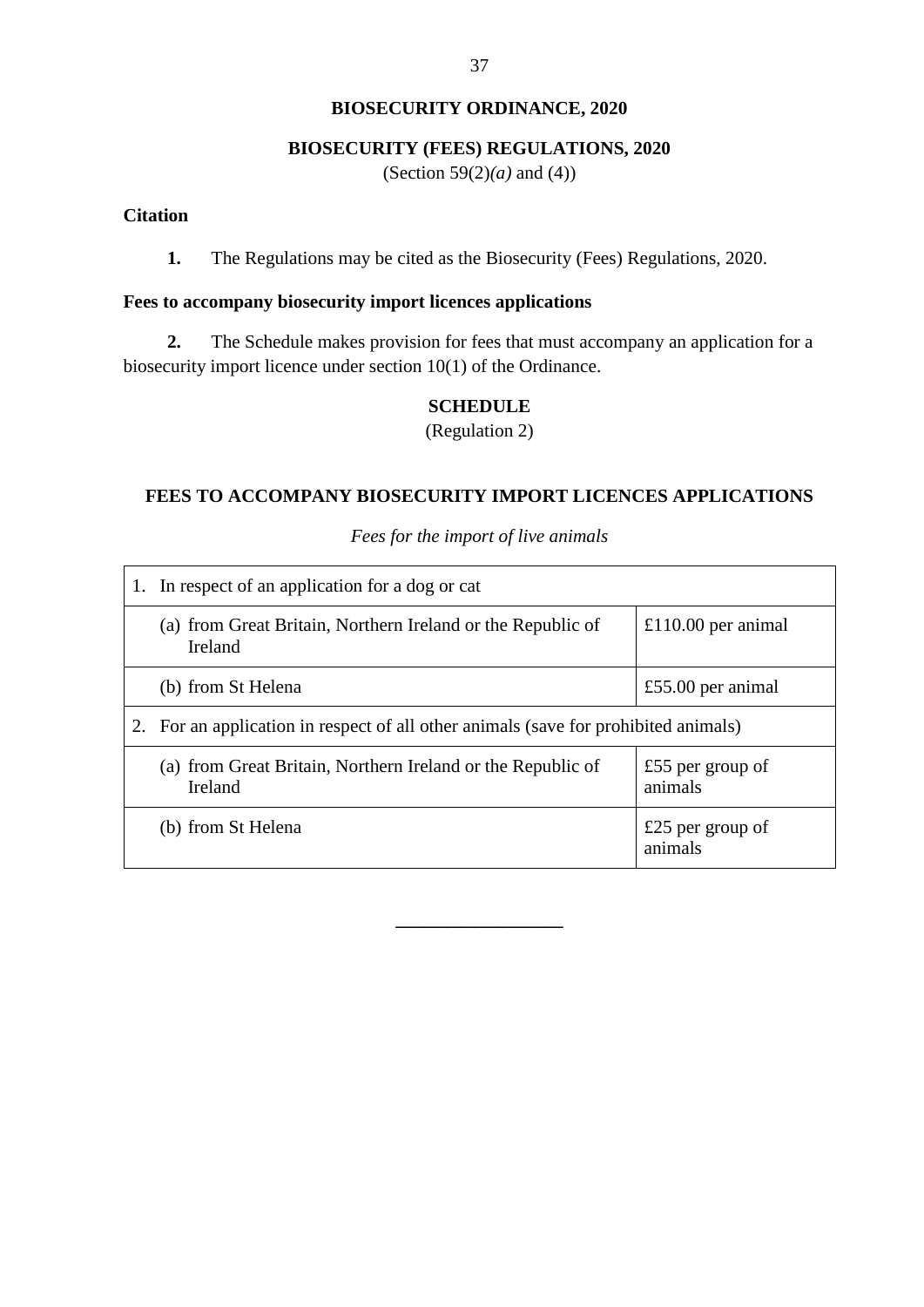# BIOSECURITY ORDINANCE, 2020

## BIOSECURITY (FEES) REGULATIONS, 2020

(Section 59(2)*(a)* and (4))

### Citation

**1.** The Regulations may be cited as the Biosecurity (Fees) Regulations, 2020.

### Fees to accompany biosecurity import licences applications

**2.** The Schedule makes provision for fees that must accompany an application for a biosecurity import licence under section 10(1) of the Ordinance.

## SCHEDULE

(Regulation 2)

### FEES TO ACCOMPANY BIOSECURITY IMPORT LICENCES APPLICATIONS

*Fees for the import of live animals*

| | |
|---|---|
| 1. In respect of an application for a dog or cat | |
| (a) from Great Britain, Northern Ireland or the Republic of Ireland | £110.00 per animal |
| (b) from St Helena | £55.00 per animal |
| 2. For an application in respect of all other animals (save for prohibited animals) | |
| (a) from Great Britain, Northern Ireland or the Republic of Ireland | £55 per group of animals |
| (b) from St Helena | £25 per group of animals |